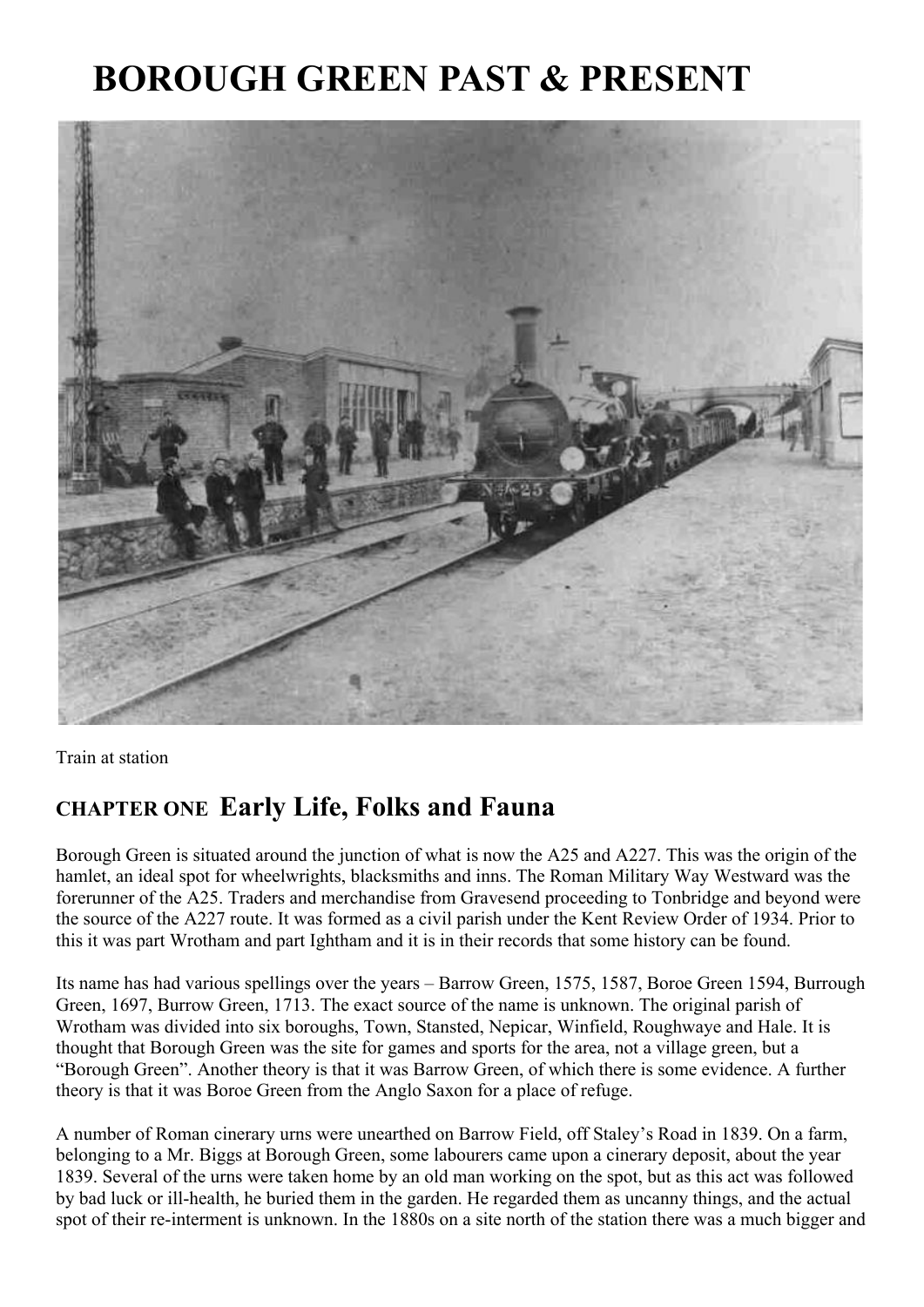# BOROUGH GREEN PAST & PRESENT

Train at station

## CHAPTER ONE Early Life, Folks and Fauna

Borough Green is situated around the junction of what is now the A25 and A227. This was the origin of the hamlet, an ideal spot for wheelwrights, blacksmiths and inns. The Roman Military Way Westward was the forerunner of the A25. Traders and merchandise from Gravesend proceeding to Tonbridge and beyond were the source of the A227 route. It was formed as a civil parish under the Kent Review Order of 1934. Prior to this it was part Wrotham and part Ightham and it is in their records that some history can be found.

Its name has had various spellings over the years – Barrow Green, 1575, 1587, Boroe Green 1594, Burrough Green, 1697, Burrow Green, 1713. The exact source of the name is unknown. The original parish of Wrotham was divided into six boroughs, Town, Stansted, Nepicar, Winfield, Roughwaye and Hale. It is thought that Borough Green was the site for games and sports for the area, not a village green, but a "Borough Green". Another theory is that it was Barrow Green, of which there is some evidence. A further theory is that it was Boroe Green from the Anglo Saxon for a place of refuge.

A number of Roman cinerary urns were unearthed on Barrow Field, off Staley's Road in 1839. On a farm, belonging to a Mr. Biggs at Borough Green, some labourers came upon a cinerary deposit, about the year 1839. Several of the urns were taken home by an old man working on the spot, but as this act was followed by bad luck or ill-health, he buried them in the garden. He regarded them as uncanny things, and the actual spot of their re-interment is unknown. In the 1880s on a site north of the station there was a much bigger and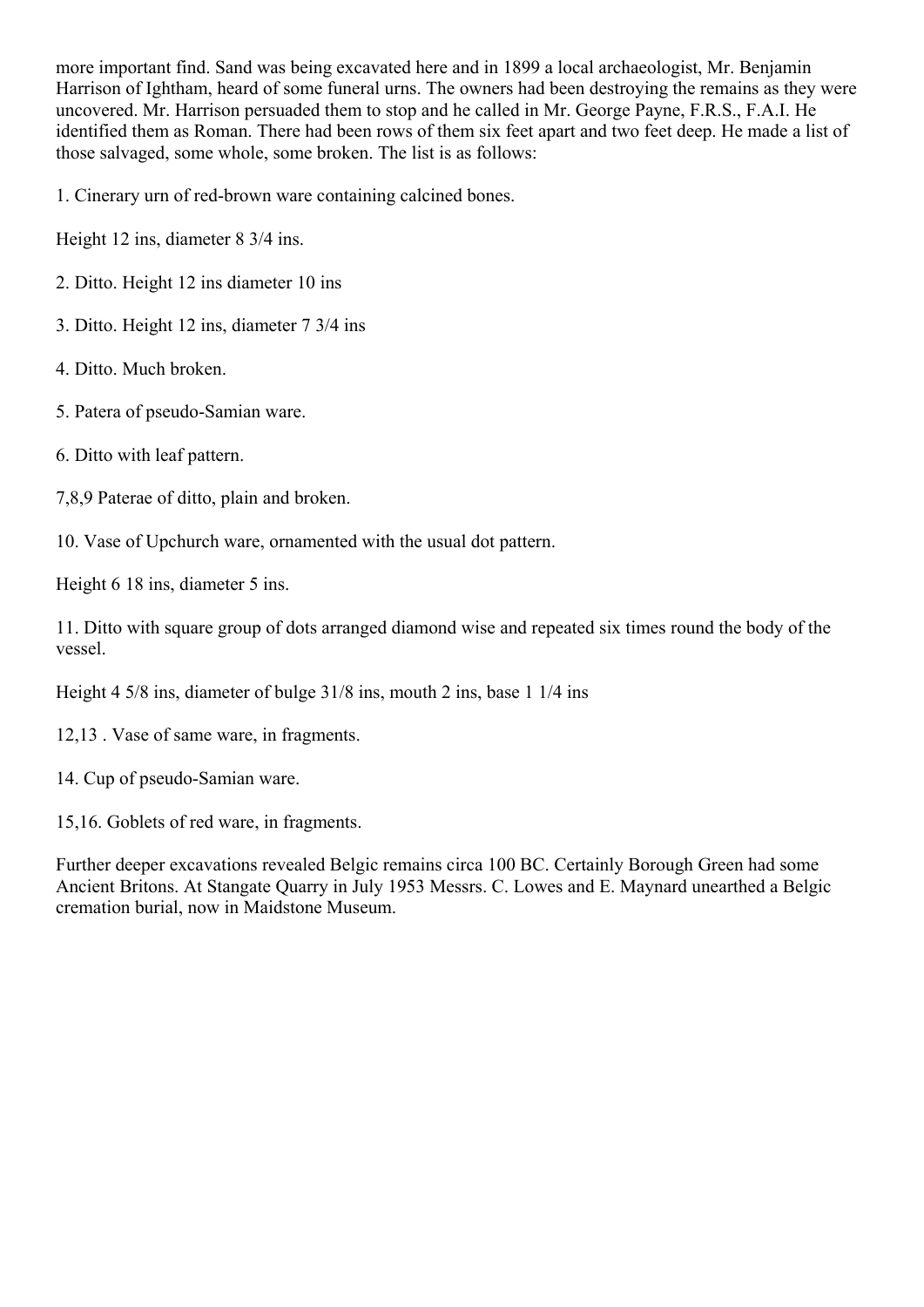more important find. Sand was being excavated here and in 1899 a local archaeologist, Mr. Benjamin Harrison of Ightham, heard of some funeral urns. The owners had been destroying the remains as they were uncovered. Mr. Harrison persuaded them to stop and he called in Mr. George Payne, F.R.S., F.A.I. He identified them as Roman. There had been rows of them six feet apart and two feet deep. He made a list of those salvaged, some whole, some broken. The list is as follows:

1. Cinerary urn of red-brown ware containing calcined bones.

Height 12 ins, diameter 8 3/4 ins.

2. Ditto. Height 12 ins diameter 10 ins

3. Ditto. Height 12 ins, diameter 7 3/4 ins

4. Ditto. Much broken.

5. Patera of pseudo-Samian ware.

6. Ditto with leaf pattern.

7,8,9 Paterae of ditto, plain and broken.

10. Vase of Upchurch ware, ornamented with the usual dot pattern.

Height 6 18 ins, diameter 5 ins.

11. Ditto with square group of dots arranged diamond wise and repeated six times round the body of the vessel.

Height 4 5/8 ins, diameter of bulge 31/8 ins, mouth 2 ins, base 1 1/4 ins

12,13 . Vase of same ware, in fragments.

14. Cup of pseudo-Samian ware.

15,16. Goblets of red ware, in fragments.

Further deeper excavations revealed Belgic remains circa 100 BC. Certainly Borough Green had some Ancient Britons. At Stangate Quarry in July 1953 Messrs. C. Lowes and E. Maynard unearthed a Belgic cremation burial, now in Maidstone Museum.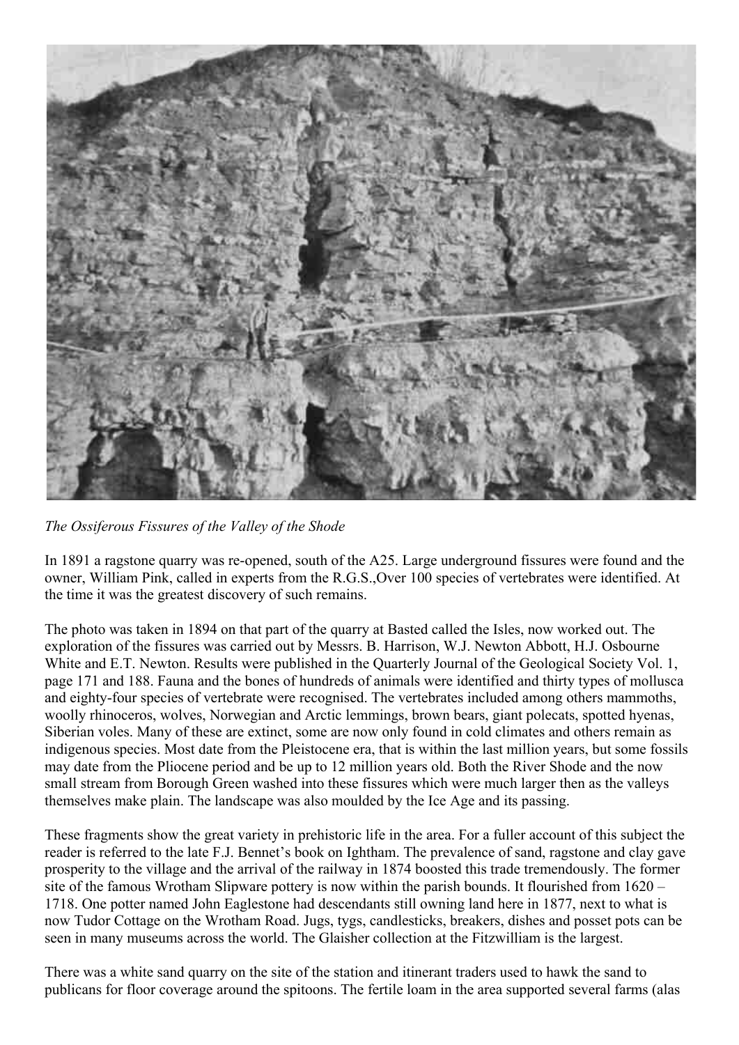*The Ossiferous Fissures of the Valley of the Shode*

In 1891 a ragstone quarry was re-opened, south of the A25. Large underground fissures were found and the owner, William Pink, called in experts from the R.G.S.,Over 100 species of vertebrates were identified. At the time it was the greatest discovery of such remains.

The photo was taken in 1894 on that part of the quarry at Basted called the Isles, now worked out. The exploration of the fissures was carried out by Messrs. B. Harrison, W.J. Newton Abbott, H.J. Osbourne White and E.T. Newton. Results were published in the Quarterly Journal of the Geological Society Vol. 1, page 171 and 188. Fauna and the bones of hundreds of animals were identified and thirty types of mollusca and eighty-four species of vertebrate were recognised. The vertebrates included among others mammoths, woolly rhinoceros, wolves, Norwegian and Arctic lemmings, brown bears, giant polecats, spotted hyenas, Siberian voles. Many of these are extinct, some are now only found in cold climates and others remain as indigenous species. Most date from the Pleistocene era, that is within the last million years, but some fossils may date from the Pliocene period and be up to 12 million years old. Both the River Shode and the now small stream from Borough Green washed into these fissures which were much larger then as the valleys themselves make plain. The landscape was also moulded by the Ice Age and its passing.

These fragments show the great variety in prehistoric life in the area. For a fuller account of this subject the reader is referred to the late F.J. Bennet's book on Ightham. The prevalence of sand, ragstone and clay gave prosperity to the village and the arrival of the railway in 1874 boosted this trade tremendously. The former site of the famous Wrotham Slipware pottery is now within the parish bounds. It flourished from 1620 – 1718. One potter named John Eaglestone had descendants still owning land here in 1877, next to what is now Tudor Cottage on the Wrotham Road. Jugs, tygs, candlesticks, breakers, dishes and posset pots can be seen in many museums across the world. The Glaisher collection at the Fitzwilliam is the largest.

There was a white sand quarry on the site of the station and itinerant traders used to hawk the sand to publicans for floor coverage around the spitoons. The fertile loam in the area supported several farms (alas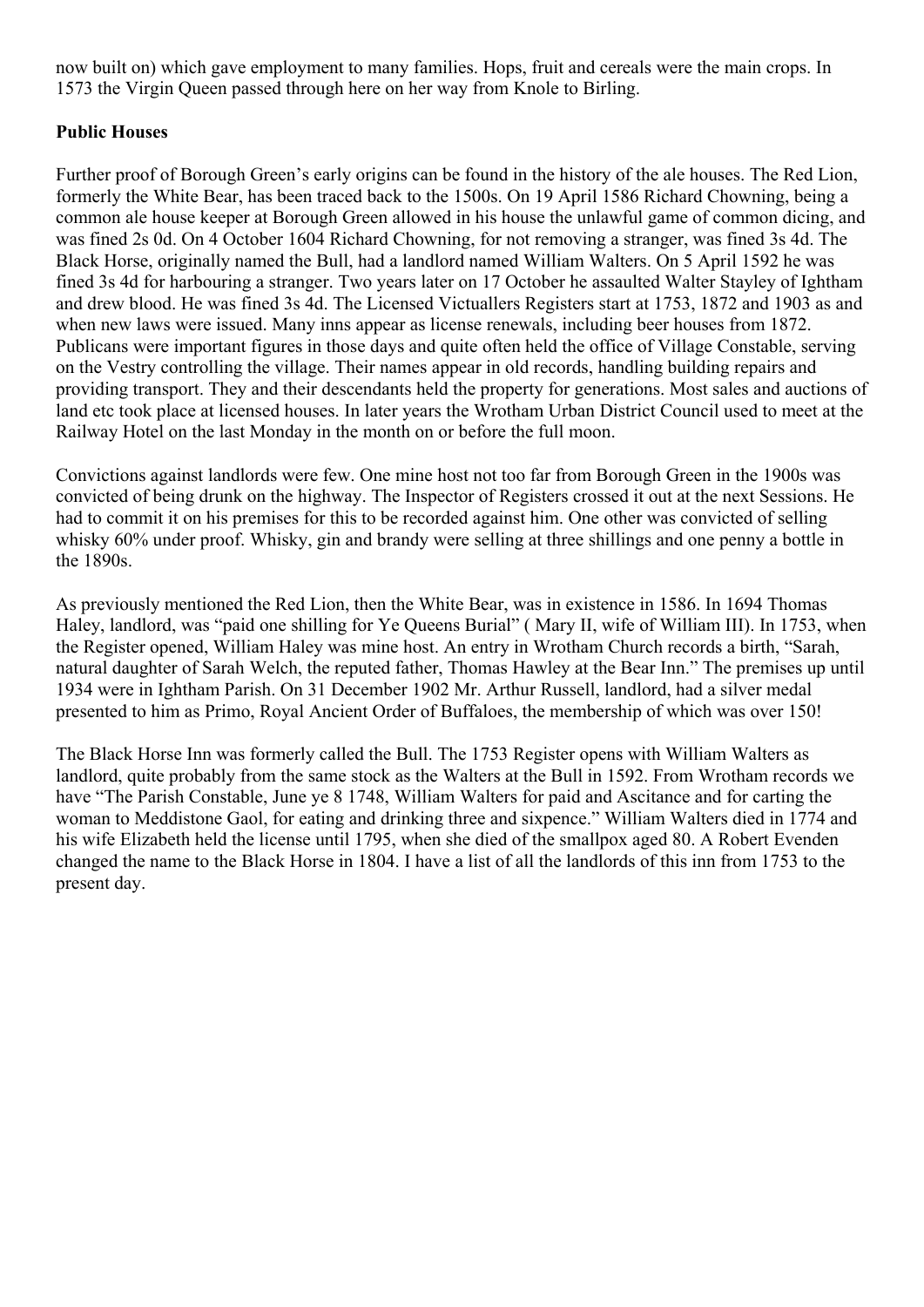now built on) which gave employment to many families. Hops, fruit and cereals were the main crops. In 1573 the Virgin Queen passed through here on her way from Knole to Birling.

**Public Houses**

Further proof of Borough Green's early origins can be found in the history of the ale houses. The Red Lion, formerly the White Bear, has been traced back to the 1500s. On 19 April 1586 Richard Chowning, being a common ale house keeper at Borough Green allowed in his house the unlawful game of common dicing, and was fined 2s 0d. On 4 October 1604 Richard Chowning, for not removing a stranger, was fined 3s 4d. The Black Horse, originally named the Bull, had a landlord named William Walters. On 5 April 1592 he was fined 3s 4d for harbouring a stranger. Two years later on 17 October he assaulted Walter Stayley of Ightham and drew blood. He was fined 3s 4d. The Licensed Victuallers Registers start at 1753, 1872 and 1903 as and when new laws were issued. Many inns appear as license renewals, including beer houses from 1872. Publicans were important figures in those days and quite often held the office of Village Constable, serving on the Vestry controlling the village. Their names appear in old records, handling building repairs and providing transport. They and their descendants held the property for generations. Most sales and auctions of land etc took place at licensed houses. In later years the Wrotham Urban District Council used to meet at the Railway Hotel on the last Monday in the month on or before the full moon.

Convictions against landlords were few. One mine host not too far from Borough Green in the 1900s was convicted of being drunk on the highway. The Inspector of Registers crossed it out at the next Sessions. He had to commit it on his premises for this to be recorded against him. One other was convicted of selling whisky 60% under proof. Whisky, gin and brandy were selling at three shillings and one penny a bottle in the 1890s.

As previously mentioned the Red Lion, then the White Bear, was in existence in 1586. In 1694 Thomas Haley, landlord, was "paid one shilling for Ye Queens Burial" ( Mary II, wife of William III). In 1753, when the Register opened, William Haley was mine host. An entry in Wrotham Church records a birth, "Sarah, natural daughter of Sarah Welch, the reputed father, Thomas Hawley at the Bear Inn." The premises up until 1934 were in Ightham Parish. On 31 December 1902 Mr. Arthur Russell, landlord, had a silver medal presented to him as Primo, Royal Ancient Order of Buffaloes, the membership of which was over 150!

The Black Horse Inn was formerly called the Bull. The 1753 Register opens with William Walters as landlord, quite probably from the same stock as the Walters at the Bull in 1592. From Wrotham records we have "The Parish Constable, June ye 8 1748, William Walters for paid and Ascitance and for carting the woman to Meddistone Gaol, for eating and drinking three and sixpence." William Walters died in 1774 and his wife Elizabeth held the license until 1795, when she died of the smallpox aged 80. A Robert Evenden changed the name to the Black Horse in 1804. I have a list of all the landlords of this inn from 1753 to the present day.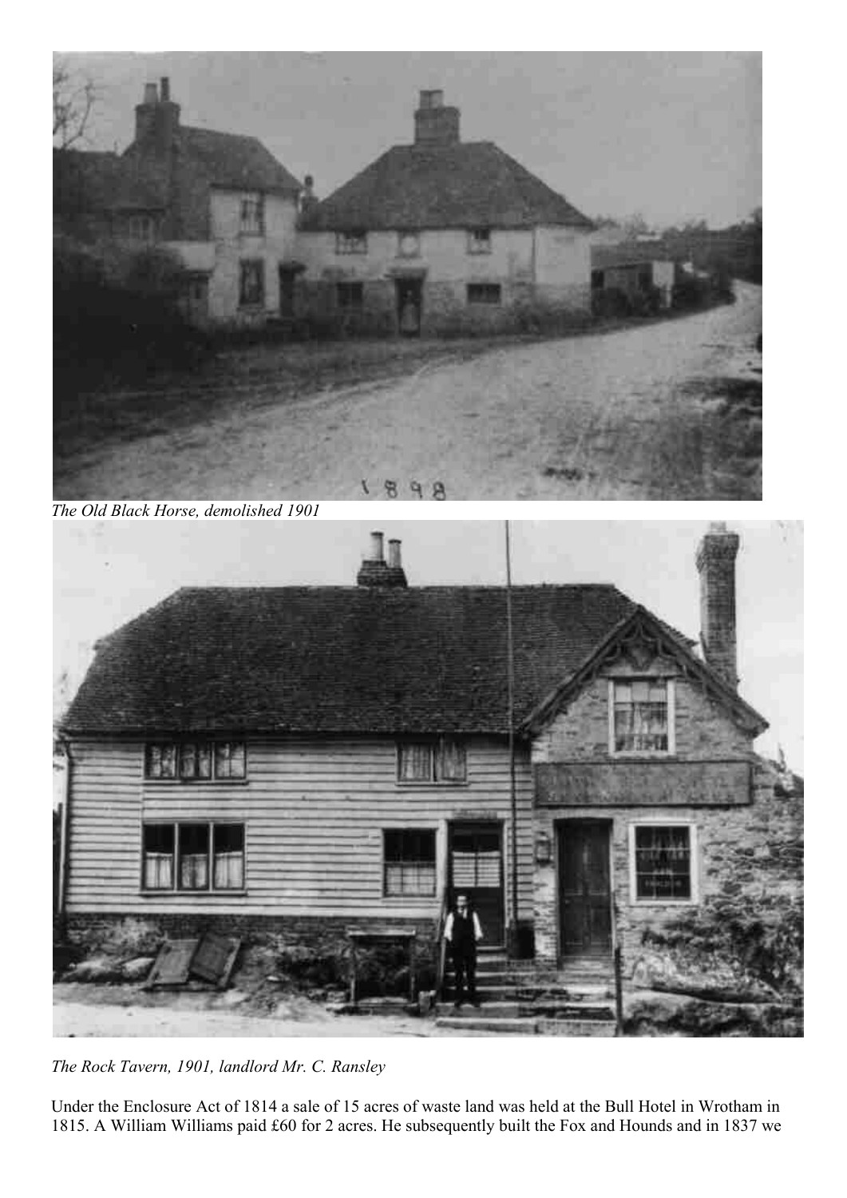*The Old Black Horse, demolished 1901*

*The Rock Tavern, 1901, landlord Mr. C. Ransley*

Under the Enclosure Act of 1814 a sale of 15 acres of waste land was held at the Bull Hotel in Wrotham in 1815. A William Williams paid £60 for 2 acres. He subsequently built the Fox and Hounds and in 1837 we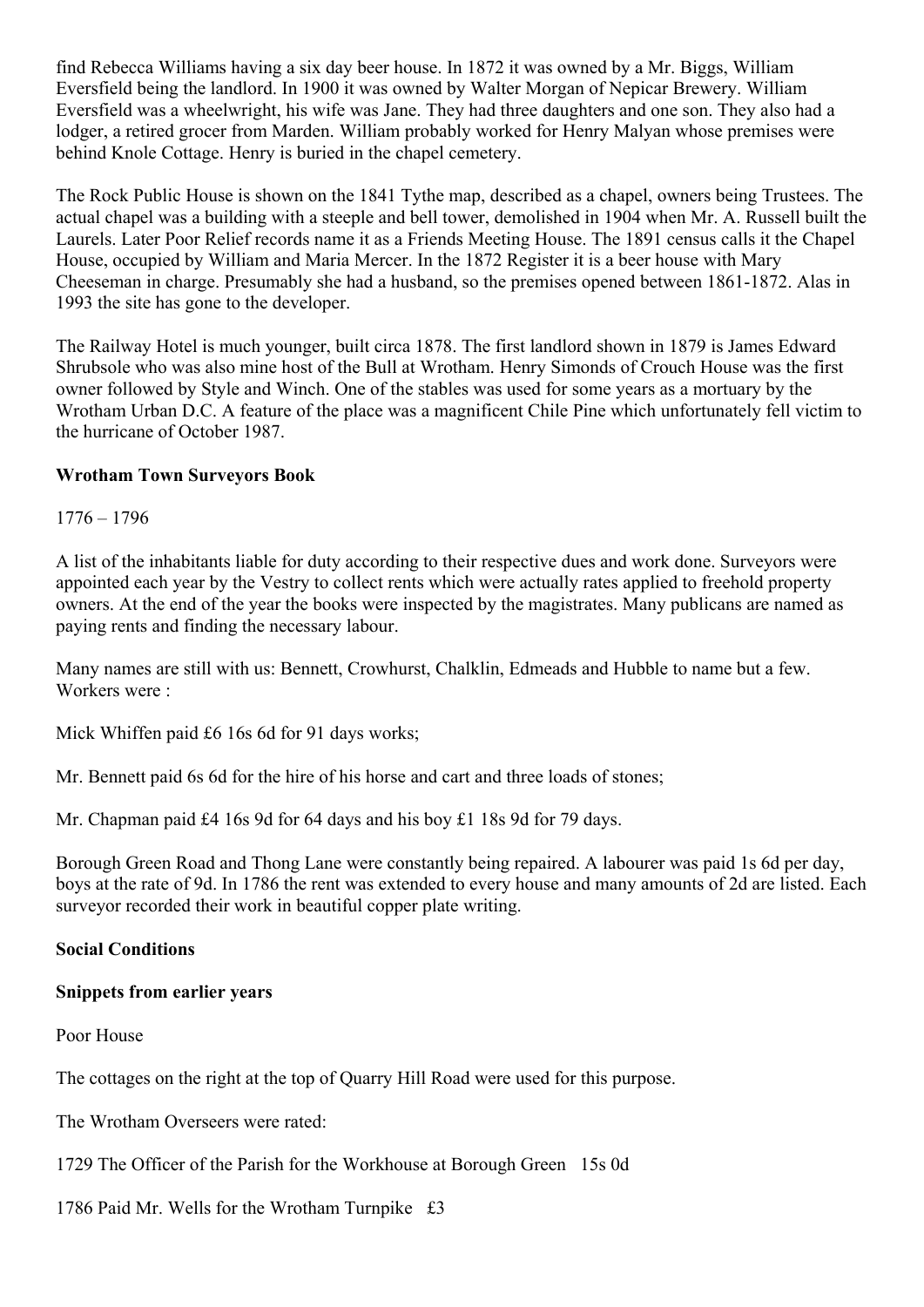find Rebecca Williams having a six day beer house. In 1872 it was owned by a Mr. Biggs, William Eversfield being the landlord. In 1900 it was owned by Walter Morgan of Nepicar Brewery. William Eversfield was a wheelwright, his wife was Jane. They had three daughters and one son. They also had a lodger, a retired grocer from Marden. William probably worked for Henry Malyan whose premises were behind Knole Cottage. Henry is buried in the chapel cemetery.

The Rock Public House is shown on the 1841 Tythe map, described as a chapel, owners being Trustees. The actual chapel was a building with a steeple and bell tower, demolished in 1904 when Mr. A. Russell built the Laurels. Later Poor Relief records name it as a Friends Meeting House. The 1891 census calls it the Chapel House, occupied by William and Maria Mercer. In the 1872 Register it is a beer house with Mary Cheeseman in charge. Presumably she had a husband, so the premises opened between 1861-1872. Alas in 1993 the site has gone to the developer.

The Railway Hotel is much younger, built circa 1878. The first landlord shown in 1879 is James Edward Shrubsole who was also mine host of the Bull at Wrotham. Henry Simonds of Crouch House was the first owner followed by Style and Winch. One of the stables was used for some years as a mortuary by the Wrotham Urban D.C. A feature of the place was a magnificent Chile Pine which unfortunately fell victim to the hurricane of October 1987.

**Wrotham Town Surveyors Book**

1776 – 1796

A list of the inhabitants liable for duty according to their respective dues and work done. Surveyors were appointed each year by the Vestry to collect rents which were actually rates applied to freehold property owners. At the end of the year the books were inspected by the magistrates. Many publicans are named as paying rents and finding the necessary labour.

Many names are still with us: Bennett, Crowhurst, Chalklin, Edmeads and Hubble to name but a few. Workers were :

Mick Whiffen paid £6 16s 6d for 91 days works;

Mr. Bennett paid 6s 6d for the hire of his horse and cart and three loads of stones;

Mr. Chapman paid £4 16s 9d for 64 days and his boy £1 18s 9d for 79 days.

Borough Green Road and Thong Lane were constantly being repaired. A labourer was paid 1s 6d per day, boys at the rate of 9d. In 1786 the rent was extended to every house and many amounts of 2d are listed. Each surveyor recorded their work in beautiful copper plate writing.

**Social Conditions**

**Snippets from earlier years**

Poor House

The cottages on the right at the top of Quarry Hill Road were used for this purpose.

The Wrotham Overseers were rated:

1729 The Officer of the Parish for the Workhouse at Borough Green 15s 0d

1786 Paid Mr. Wells for the Wrotham Turnpike £3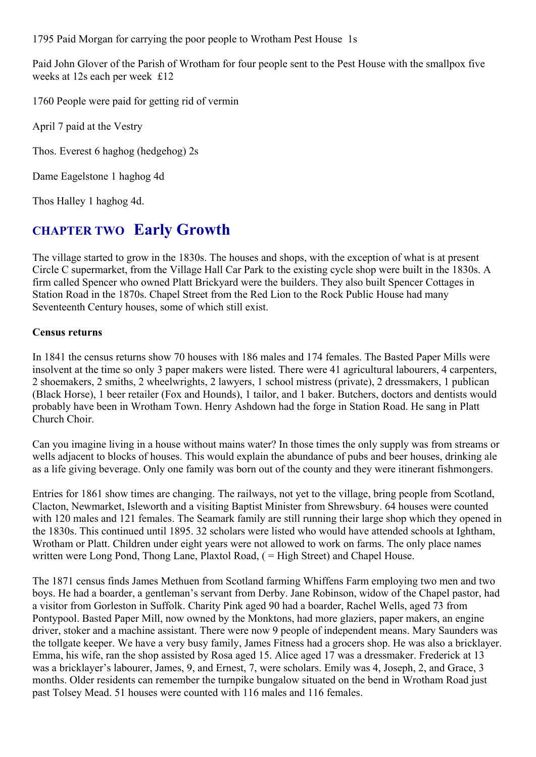1795 Paid Morgan for carrying the poor people to Wrotham Pest House  1s

Paid John Glover of the Parish of Wrotham for four people sent to the Pest House with the smallpox five weeks at 12s each per week  £12

1760 People were paid for getting rid of vermin

April 7 paid at the Vestry

Thos. Everest 6 haghog (hedgehog) 2s

Dame Eagelstone 1 haghog 4d

Thos Halley 1 haghog 4d.

## CHAPTER TWO  Early Growth

The village started to grow in the 1830s. The houses and shops, with the exception of what is at present Circle C supermarket, from the Village Hall Car Park to the existing cycle shop were built in the 1830s. A firm called Spencer who owned Platt Brickyard were the builders. They also built Spencer Cottages in Station Road in the 1870s. Chapel Street from the Red Lion to the Rock Public House had many Seventeenth Century houses, some of which still exist.

**Census returns**

In 1841 the census returns show 70 houses with 186 males and 174 females. The Basted Paper Mills were insolvent at the time so only 3 paper makers were listed. There were 41 agricultural labourers, 4 carpenters, 2 shoemakers, 2 smiths, 2 wheelwrights, 2 lawyers, 1 school mistress (private), 2 dressmakers, 1 publican (Black Horse), 1 beer retailer (Fox and Hounds), 1 tailor, and 1 baker. Butchers, doctors and dentists would probably have been in Wrotham Town. Henry Ashdown had the forge in Station Road. He sang in Platt Church Choir.

Can you imagine living in a house without mains water? In those times the only supply was from streams or wells adjacent to blocks of houses. This would explain the abundance of pubs and beer houses, drinking ale as a life giving beverage. Only one family was born out of the county and they were itinerant fishmongers.

Entries for 1861 show times are changing. The railways, not yet to the village, bring people from Scotland, Clacton, Newmarket, Isleworth and a visiting Baptist Minister from Shrewsbury. 64 houses were counted with 120 males and 121 females. The Seamark family are still running their large shop which they opened in the 1830s. This continued until 1895. 32 scholars were listed who would have attended schools at Ightham, Wrotham or Platt. Children under eight years were not allowed to work on farms. The only place names written were Long Pond, Thong Lane, Plaxtol Road, ( = High Street) and Chapel House.

The 1871 census finds James Methuen from Scotland farming Whiffens Farm employing two men and two boys. He had a boarder, a gentleman's servant from Derby. Jane Robinson, widow of the Chapel pastor, had a visitor from Gorleston in Suffolk. Charity Pink aged 90 had a boarder, Rachel Wells, aged 73 from Pontypool. Basted Paper Mill, now owned by the Monktons, had more glaziers, paper makers, an engine driver, stoker and a machine assistant. There were now 9 people of independent means. Mary Saunders was the tollgate keeper. We have a very busy family, James Fitness had a grocers shop. He was also a bricklayer. Emma, his wife, ran the shop assisted by Rosa aged 15. Alice aged 17 was a dressmaker. Frederick at 13 was a bricklayer's labourer, James, 9, and Ernest, 7, were scholars. Emily was 4, Joseph, 2, and Grace, 3 months. Older residents can remember the turnpike bungalow situated on the bend in Wrotham Road just past Tolsey Mead. 51 houses were counted with 116 males and 116 females.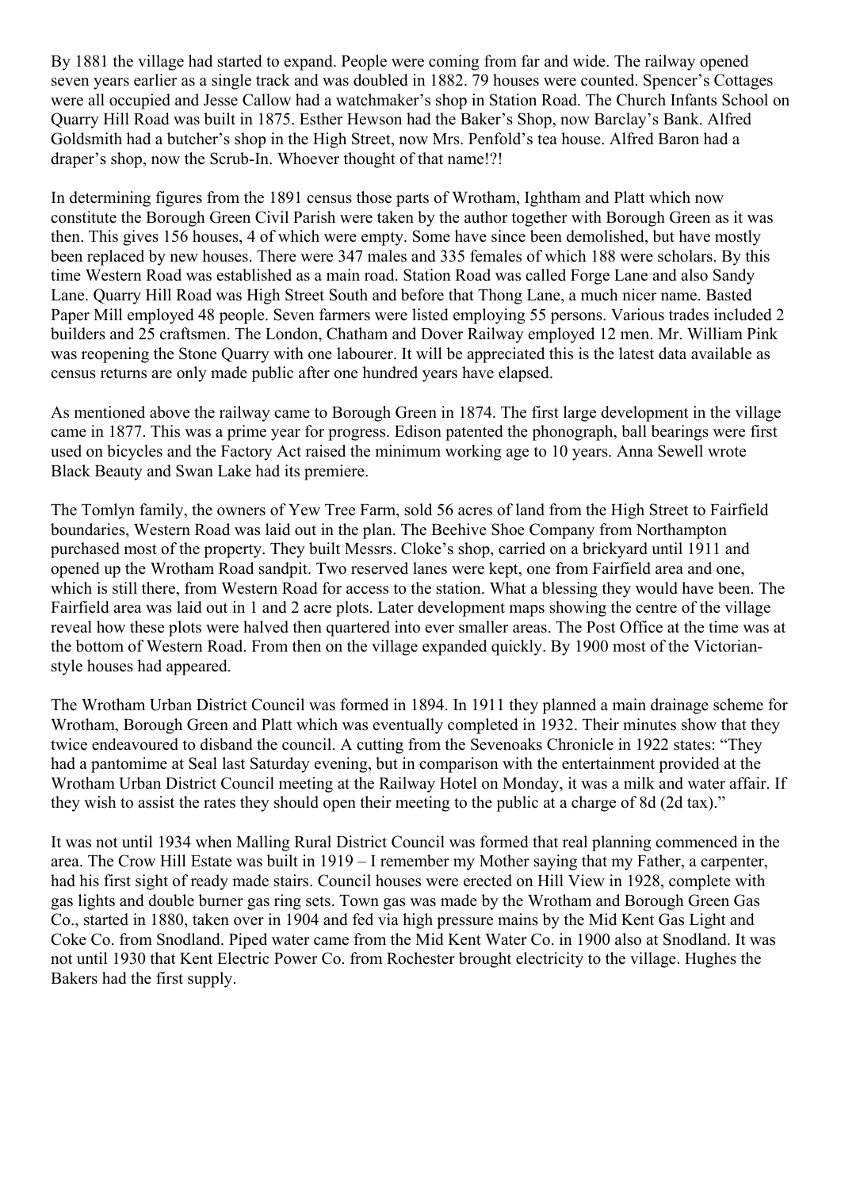By 1881 the village had started to expand. People were coming from far and wide. The railway opened seven years earlier as a single track and was doubled in 1882. 79 houses were counted. Spencer's Cottages were all occupied and Jesse Callow had a watchmaker's shop in Station Road. The Church Infants School on Quarry Hill Road was built in 1875. Esther Hewson had the Baker's Shop, now Barclay's Bank. Alfred Goldsmith had a butcher's shop in the High Street, now Mrs. Penfold's tea house. Alfred Baron had a draper's shop, now the Scrub-In. Whoever thought of that name!?!

In determining figures from the 1891 census those parts of Wrotham, Ightham and Platt which now constitute the Borough Green Civil Parish were taken by the author together with Borough Green as it was then. This gives 156 houses, 4 of which were empty. Some have since been demolished, but have mostly been replaced by new houses. There were 347 males and 335 females of which 188 were scholars. By this time Western Road was established as a main road. Station Road was called Forge Lane and also Sandy Lane. Quarry Hill Road was High Street South and before that Thong Lane, a much nicer name. Basted Paper Mill employed 48 people. Seven farmers were listed employing 55 persons. Various trades included 2 builders and 25 craftsmen. The London, Chatham and Dover Railway employed 12 men. Mr. William Pink was reopening the Stone Quarry with one labourer. It will be appreciated this is the latest data available as census returns are only made public after one hundred years have elapsed.

As mentioned above the railway came to Borough Green in 1874. The first large development in the village came in 1877. This was a prime year for progress. Edison patented the phonograph, ball bearings were first used on bicycles and the Factory Act raised the minimum working age to 10 years. Anna Sewell wrote Black Beauty and Swan Lake had its premiere.

The Tomlyn family, the owners of Yew Tree Farm, sold 56 acres of land from the High Street to Fairfield boundaries, Western Road was laid out in the plan. The Beehive Shoe Company from Northampton purchased most of the property. They built Messrs. Cloke's shop, carried on a brickyard until 1911 and opened up the Wrotham Road sandpit. Two reserved lanes were kept, one from Fairfield area and one, which is still there, from Western Road for access to the station. What a blessing they would have been. The Fairfield area was laid out in 1 and 2 acre plots. Later development maps showing the centre of the village reveal how these plots were halved then quartered into ever smaller areas. The Post Office at the time was at the bottom of Western Road. From then on the village expanded quickly. By 1900 most of the Victorian-style houses had appeared.

The Wrotham Urban District Council was formed in 1894. In 1911 they planned a main drainage scheme for Wrotham, Borough Green and Platt which was eventually completed in 1932. Their minutes show that they twice endeavoured to disband the council. A cutting from the Sevenoaks Chronicle in 1922 states: "They had a pantomime at Seal last Saturday evening, but in comparison with the entertainment provided at the Wrotham Urban District Council meeting at the Railway Hotel on Monday, it was a milk and water affair. If they wish to assist the rates they should open their meeting to the public at a charge of 8d (2d tax)."

It was not until 1934 when Malling Rural District Council was formed that real planning commenced in the area. The Crow Hill Estate was built in 1919 – I remember my Mother saying that my Father, a carpenter, had his first sight of ready made stairs. Council houses were erected on Hill View in 1928, complete with gas lights and double burner gas ring sets. Town gas was made by the Wrotham and Borough Green Gas Co., started in 1880, taken over in 1904 and fed via high pressure mains by the Mid Kent Gas Light and Coke Co. from Snodland. Piped water came from the Mid Kent Water Co. in 1900 also at Snodland. It was not until 1930 that Kent Electric Power Co. from Rochester brought electricity to the village. Hughes the Bakers had the first supply.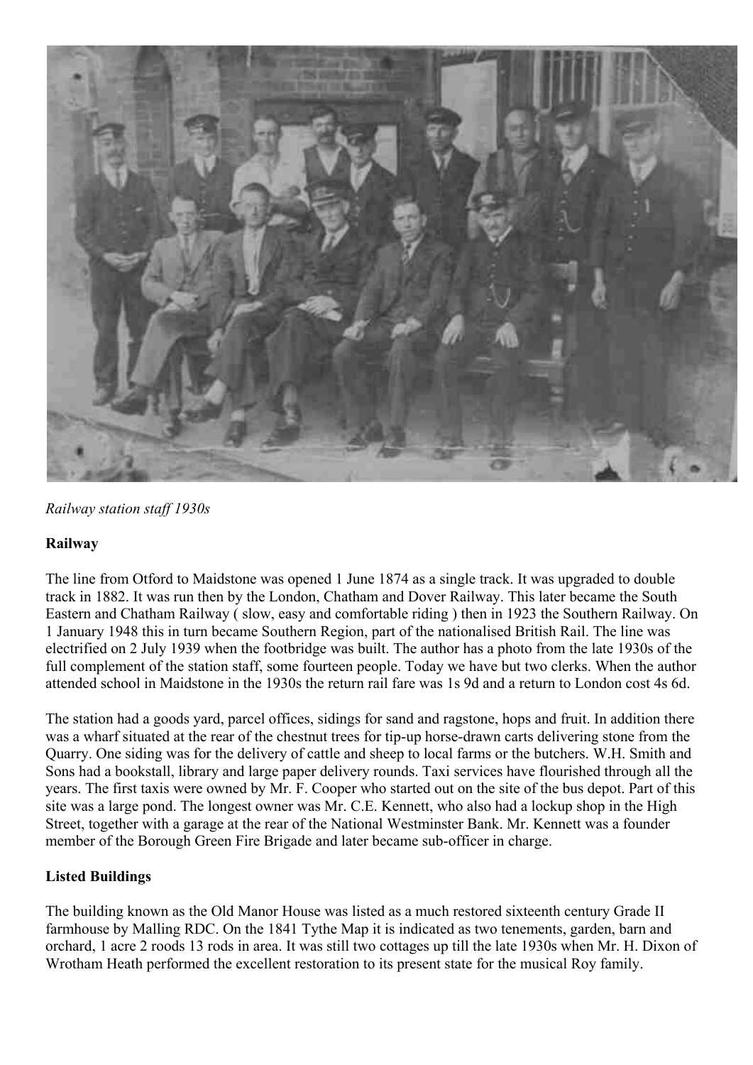*Railway station staff 1930s*

**Railway**

The line from Otford to Maidstone was opened 1 June 1874 as a single track. It was upgraded to double track in 1882. It was run then by the London, Chatham and Dover Railway. This later became the South Eastern and Chatham Railway ( slow, easy and comfortable riding ) then in 1923 the Southern Railway. On 1 January 1948 this in turn became Southern Region, part of the nationalised British Rail. The line was electrified on 2 July 1939 when the footbridge was built. The author has a photo from the late 1930s of the full complement of the station staff, some fourteen people. Today we have but two clerks. When the author attended school in Maidstone in the 1930s the return rail fare was 1s 9d and a return to London cost 4s 6d.

The station had a goods yard, parcel offices, sidings for sand and ragstone, hops and fruit. In addition there was a wharf situated at the rear of the chestnut trees for tip-up horse-drawn carts delivering stone from the Quarry. One siding was for the delivery of cattle and sheep to local farms or the butchers. W.H. Smith and Sons had a bookstall, library and large paper delivery rounds. Taxi services have flourished through all the years. The first taxis were owned by Mr. F. Cooper who started out on the site of the bus depot. Part of this site was a large pond. The longest owner was Mr. C.E. Kennett, who also had a lockup shop in the High Street, together with a garage at the rear of the National Westminster Bank. Mr. Kennett was a founder member of the Borough Green Fire Brigade and later became sub-officer in charge.

**Listed Buildings**

The building known as the Old Manor House was listed as a much restored sixteenth century Grade II farmhouse by Malling RDC. On the 1841 Tythe Map it is indicated as two tenements, garden, barn and orchard, 1 acre 2 roods 13 rods in area. It was still two cottages up till the late 1930s when Mr. H. Dixon of Wrotham Heath performed the excellent restoration to its present state for the musical Roy family.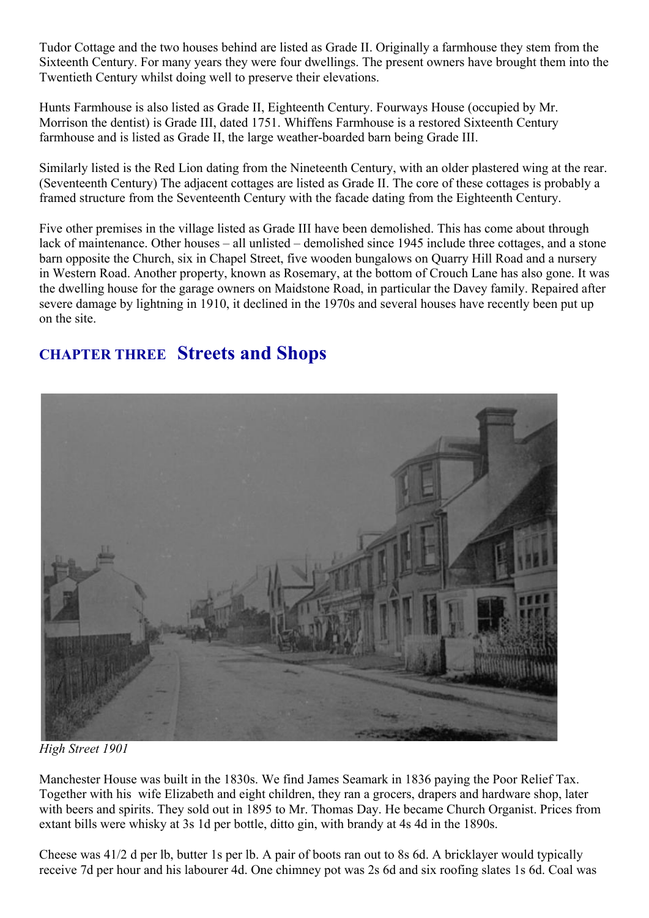Tudor Cottage and the two houses behind are listed as Grade II. Originally a farmhouse they stem from the Sixteenth Century. For many years they were four dwellings. The present owners have brought them into the Twentieth Century whilst doing well to preserve their elevations.

Hunts Farmhouse is also listed as Grade II, Eighteenth Century. Fourways House (occupied by Mr. Morrison the dentist) is Grade III, dated 1751. Whiffens Farmhouse is a restored Sixteenth Century farmhouse and is listed as Grade II, the large weather-boarded barn being Grade III.

Similarly listed is the Red Lion dating from the Nineteenth Century, with an older plastered wing at the rear. (Seventeenth Century) The adjacent cottages are listed as Grade II. The core of these cottages is probably a framed structure from the Seventeenth Century with the facade dating from the Eighteenth Century.

Five other premises in the village listed as Grade III have been demolished. This has come about through lack of maintenance. Other houses – all unlisted – demolished since 1945 include three cottages, and a stone barn opposite the Church, six in Chapel Street, five wooden bungalows on Quarry Hill Road and a nursery in Western Road. Another property, known as Rosemary, at the bottom of Crouch Lane has also gone. It was the dwelling house for the garage owners on Maidstone Road, in particular the Davey family. Repaired after severe damage by lightning in 1910, it declined in the 1970s and several houses have recently been put up on the site.

## CHAPTER THREE Streets and Shops

*High Street 1901*

Manchester House was built in the 1830s. We find James Seamark in 1836 paying the Poor Relief Tax. Together with his wife Elizabeth and eight children, they ran a grocers, drapers and hardware shop, later with beers and spirits. They sold out in 1895 to Mr. Thomas Day. He became Church Organist. Prices from extant bills were whisky at 3s 1d per bottle, ditto gin, with brandy at 4s 4d in the 1890s.

Cheese was 41/2 d per lb, butter 1s per lb. A pair of boots ran out to 8s 6d. A bricklayer would typically receive 7d per hour and his labourer 4d. One chimney pot was 2s 6d and six roofing slates 1s 6d. Coal was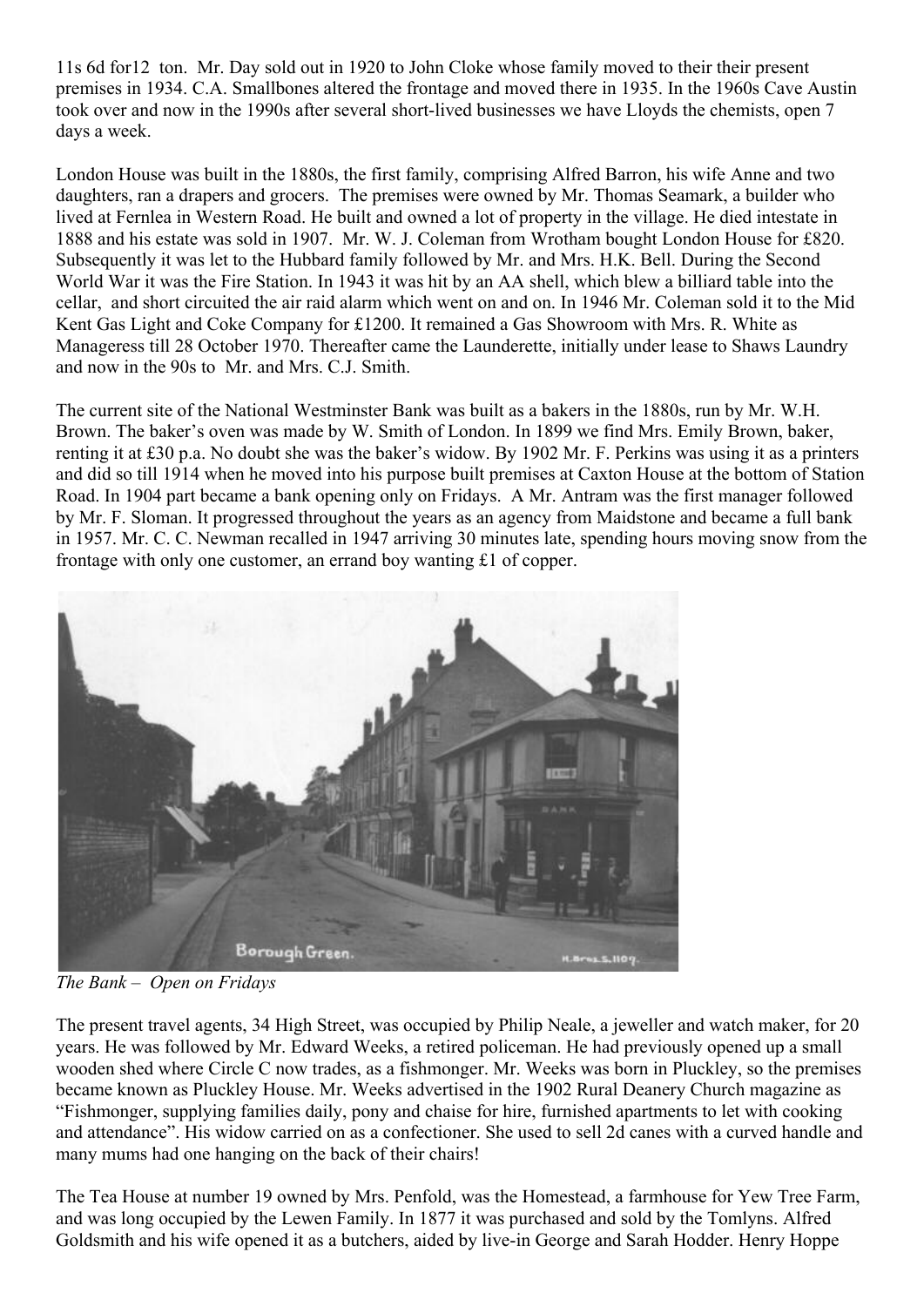11s 6d for12 ton. Mr. Day sold out in 1920 to John Cloke whose family moved to their their present premises in 1934. C.A. Smallbones altered the frontage and moved there in 1935. In the 1960s Cave Austin took over and now in the 1990s after several short-lived businesses we have Lloyds the chemists, open 7 days a week.

London House was built in the 1880s, the first family, comprising Alfred Barron, his wife Anne and two daughters, ran a drapers and grocers. The premises were owned by Mr. Thomas Seamark, a builder who lived at Fernlea in Western Road. He built and owned a lot of property in the village. He died intestate in 1888 and his estate was sold in 1907. Mr. W. J. Coleman from Wrotham bought London House for £820. Subsequently it was let to the Hubbard family followed by Mr. and Mrs. H.K. Bell. During the Second World War it was the Fire Station. In 1943 it was hit by an AA shell, which blew a billiard table into the cellar, and short circuited the air raid alarm which went on and on. In 1946 Mr. Coleman sold it to the Mid Kent Gas Light and Coke Company for £1200. It remained a Gas Showroom with Mrs. R. White as Manageress till 28 October 1970. Thereafter came the Launderette, initially under lease to Shaws Laundry and now in the 90s to Mr. and Mrs. C.J. Smith.

The current site of the National Westminster Bank was built as a bakers in the 1880s, run by Mr. W.H. Brown. The baker's oven was made by W. Smith of London. In 1899 we find Mrs. Emily Brown, baker, renting it at £30 p.a. No doubt she was the baker's widow. By 1902 Mr. F. Perkins was using it as a printers and did so till 1914 when he moved into his purpose built premises at Caxton House at the bottom of Station Road. In 1904 part became a bank opening only on Fridays. A Mr. Antram was the first manager followed by Mr. F. Sloman. It progressed throughout the years as an agency from Maidstone and became a full bank in 1957. Mr. C. C. Newman recalled in 1947 arriving 30 minutes late, spending hours moving snow from the frontage with only one customer, an errand boy wanting £1 of copper.

*The Bank – Open on Fridays*

The present travel agents, 34 High Street, was occupied by Philip Neale, a jeweller and watch maker, for 20 years. He was followed by Mr. Edward Weeks, a retired policeman. He had previously opened up a small wooden shed where Circle C now trades, as a fishmonger. Mr. Weeks was born in Pluckley, so the premises became known as Pluckley House. Mr. Weeks advertised in the 1902 Rural Deanery Church magazine as "Fishmonger, supplying families daily, pony and chaise for hire, furnished apartments to let with cooking and attendance". His widow carried on as a confectioner. She used to sell 2d canes with a curved handle and many mums had one hanging on the back of their chairs!

The Tea House at number 19 owned by Mrs. Penfold, was the Homestead, a farmhouse for Yew Tree Farm, and was long occupied by the Lewen Family. In 1877 it was purchased and sold by the Tomlyns. Alfred Goldsmith and his wife opened it as a butchers, aided by live-in George and Sarah Hodder. Henry Hoppe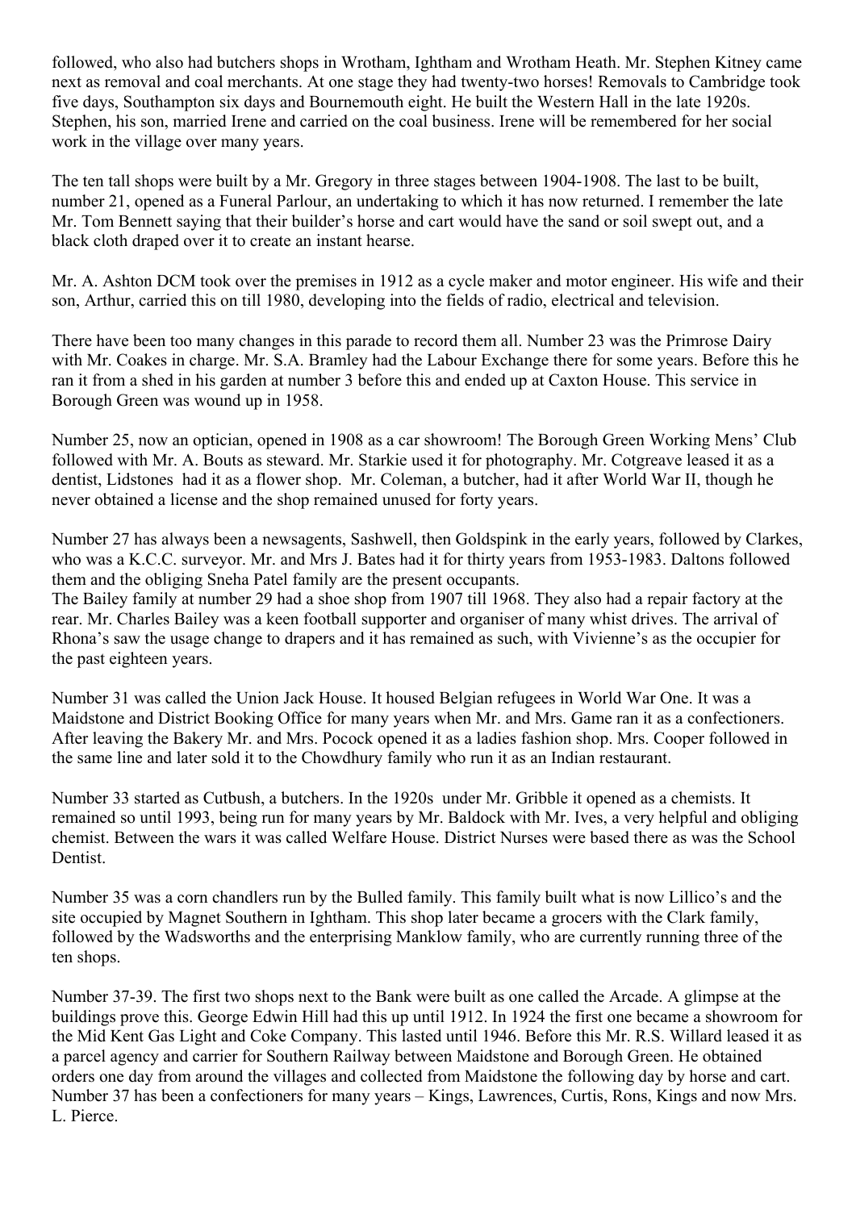followed, who also had butchers shops in Wrotham, Ightham and Wrotham Heath. Mr. Stephen Kitney came next as removal and coal merchants. At one stage they had twenty-two horses! Removals to Cambridge took five days, Southampton six days and Bournemouth eight. He built the Western Hall in the late 1920s. Stephen, his son, married Irene and carried on the coal business. Irene will be remembered for her social work in the village over many years.

The ten tall shops were built by a Mr. Gregory in three stages between 1904-1908. The last to be built, number 21, opened as a Funeral Parlour, an undertaking to which it has now returned. I remember the late Mr. Tom Bennett saying that their builder's horse and cart would have the sand or soil swept out, and a black cloth draped over it to create an instant hearse.

Mr. A. Ashton DCM took over the premises in 1912 as a cycle maker and motor engineer. His wife and their son, Arthur, carried this on till 1980, developing into the fields of radio, electrical and television.

There have been too many changes in this parade to record them all. Number 23 was the Primrose Dairy with Mr. Coakes in charge. Mr. S.A. Bramley had the Labour Exchange there for some years. Before this he ran it from a shed in his garden at number 3 before this and ended up at Caxton House. This service in Borough Green was wound up in 1958.

Number 25, now an optician, opened in 1908 as a car showroom! The Borough Green Working Mens' Club followed with Mr. A. Bouts as steward. Mr. Starkie used it for photography. Mr. Cotgreave leased it as a dentist, Lidstones had it as a flower shop. Mr. Coleman, a butcher, had it after World War II, though he never obtained a license and the shop remained unused for forty years.

Number 27 has always been a newsagents, Sashwell, then Goldspink in the early years, followed by Clarkes, who was a K.C.C. surveyor. Mr. and Mrs J. Bates had it for thirty years from 1953-1983. Daltons followed them and the obliging Sneha Patel family are the present occupants.
The Bailey family at number 29 had a shoe shop from 1907 till 1968. They also had a repair factory at the rear. Mr. Charles Bailey was a keen football supporter and organiser of many whist drives. The arrival of Rhona's saw the usage change to drapers and it has remained as such, with Vivienne's as the occupier for the past eighteen years.

Number 31 was called the Union Jack House. It housed Belgian refugees in World War One. It was a Maidstone and District Booking Office for many years when Mr. and Mrs. Game ran it as a confectioners. After leaving the Bakery Mr. and Mrs. Pocock opened it as a ladies fashion shop. Mrs. Cooper followed in the same line and later sold it to the Chowdhury family who run it as an Indian restaurant.

Number 33 started as Cutbush, a butchers. In the 1920s under Mr. Gribble it opened as a chemists. It remained so until 1993, being run for many years by Mr. Baldock with Mr. Ives, a very helpful and obliging chemist. Between the wars it was called Welfare House. District Nurses were based there as was the School Dentist.

Number 35 was a corn chandlers run by the Bulled family. This family built what is now Lillico's and the site occupied by Magnet Southern in Ightham. This shop later became a grocers with the Clark family, followed by the Wadsworths and the enterprising Manklow family, who are currently running three of the ten shops.

Number 37-39. The first two shops next to the Bank were built as one called the Arcade. A glimpse at the buildings prove this. George Edwin Hill had this up until 1912. In 1924 the first one became a showroom for the Mid Kent Gas Light and Coke Company. This lasted until 1946. Before this Mr. R.S. Willard leased it as a parcel agency and carrier for Southern Railway between Maidstone and Borough Green. He obtained orders one day from around the villages and collected from Maidstone the following day by horse and cart. Number 37 has been a confectioners for many years – Kings, Lawrences, Curtis, Rons, Kings and now Mrs. L. Pierce.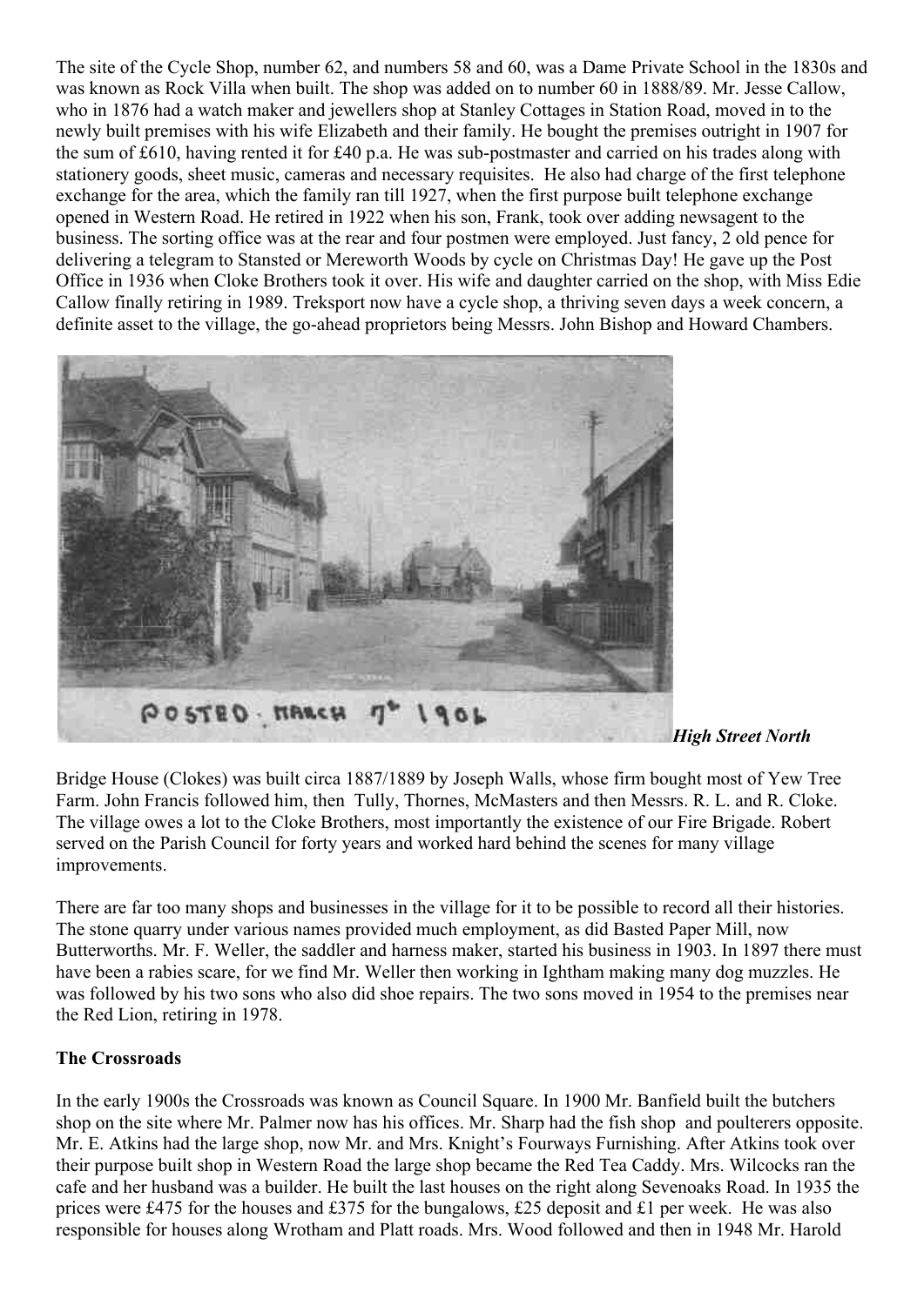The site of the Cycle Shop, number 62, and numbers 58 and 60, was a Dame Private School in the 1830s and was known as Rock Villa when built. The shop was added on to number 60 in 1888/89. Mr. Jesse Callow, who in 1876 had a watch maker and jewellers shop at Stanley Cottages in Station Road, moved in to the newly built premises with his wife Elizabeth and their family. He bought the premises outright in 1907 for the sum of £610, having rented it for £40 p.a. He was sub-postmaster and carried on his trades along with stationery goods, sheet music, cameras and necessary requisites. He also had charge of the first telephone exchange for the area, which the family ran till 1927, when the first purpose built telephone exchange opened in Western Road. He retired in 1922 when his son, Frank, took over adding newsagent to the business. The sorting office was at the rear and four postmen were employed. Just fancy, 2 old pence for delivering a telegram to Stansted or Mereworth Woods by cycle on Christmas Day! He gave up the Post Office in 1936 when Cloke Brothers took it over. His wife and daughter carried on the shop, with Miss Edie Callow finally retiring in 1989. Treksport now have a cycle shop, a thriving seven days a week concern, a definite asset to the village, the go-ahead proprietors being Messrs. John Bishop and Howard Chambers.

POSTED. MARCH 7th 1906

***High Street North***

Bridge House (Clokes) was built circa 1887/1889 by Joseph Walls, whose firm bought most of Yew Tree Farm. John Francis followed him, then Tully, Thornes, McMasters and then Messrs. R. L. and R. Cloke. The village owes a lot to the Cloke Brothers, most importantly the existence of our Fire Brigade. Robert served on the Parish Council for forty years and worked hard behind the scenes for many village improvements.

There are far too many shops and businesses in the village for it to be possible to record all their histories. The stone quarry under various names provided much employment, as did Basted Paper Mill, now Butterworths. Mr. F. Weller, the saddler and harness maker, started his business in 1903. In 1897 there must have been a rabies scare, for we find Mr. Weller then working in Ightham making many dog muzzles. He was followed by his two sons who also did shoe repairs. The two sons moved in 1954 to the premises near the Red Lion, retiring in 1978.

**The Crossroads**

In the early 1900s the Crossroads was known as Council Square. In 1900 Mr. Banfield built the butchers shop on the site where Mr. Palmer now has his offices. Mr. Sharp had the fish shop and poulterers opposite. Mr. E. Atkins had the large shop, now Mr. and Mrs. Knight's Fourways Furnishing. After Atkins took over their purpose built shop in Western Road the large shop became the Red Tea Caddy. Mrs. Wilcocks ran the cafe and her husband was a builder. He built the last houses on the right along Sevenoaks Road. In 1935 the prices were £475 for the houses and £375 for the bungalows, £25 deposit and £1 per week. He was also responsible for houses along Wrotham and Platt roads. Mrs. Wood followed and then in 1948 Mr. Harold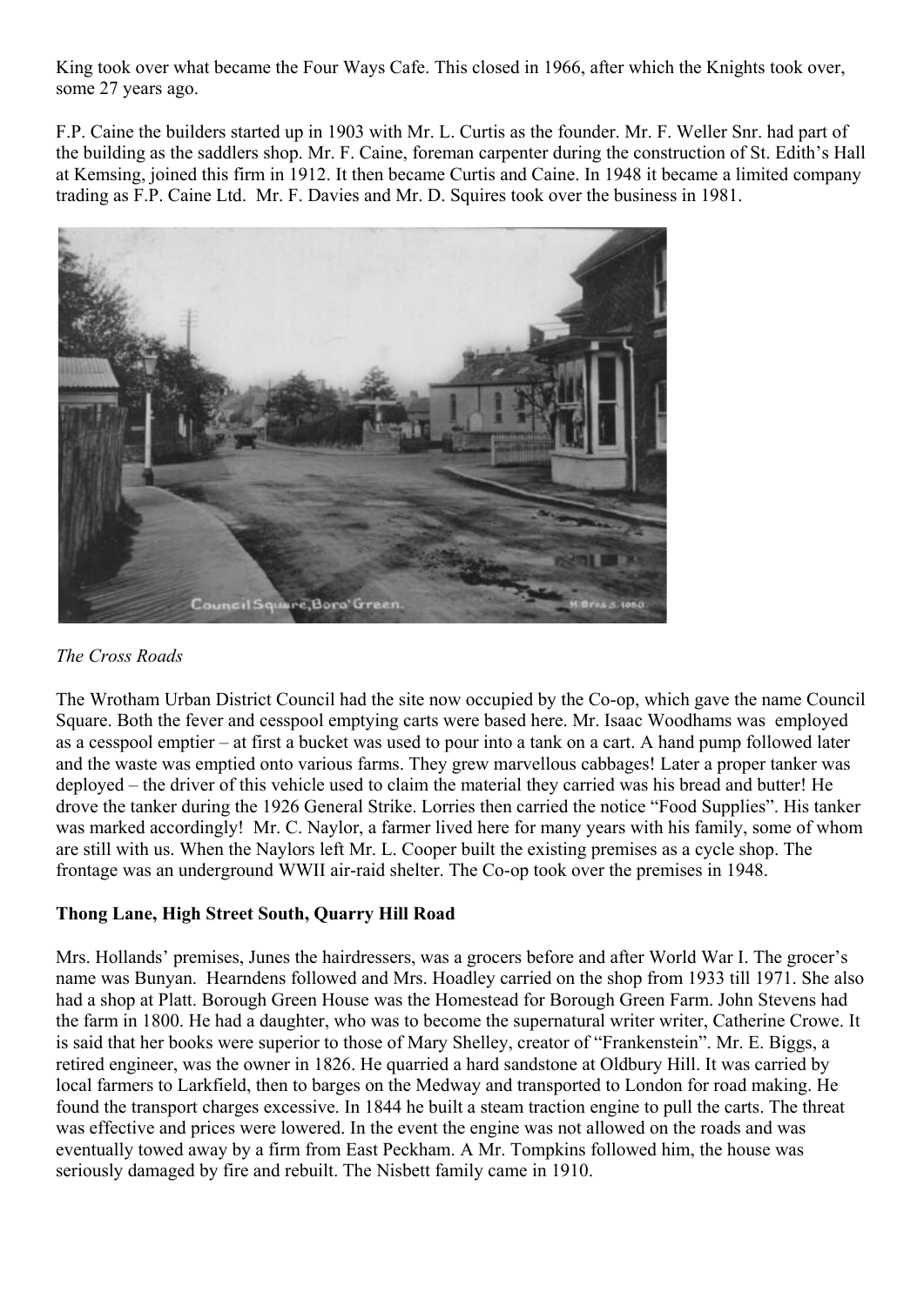King took over what became the Four Ways Cafe. This closed in 1966, after which the Knights took over, some 27 years ago.

F.P. Caine the builders started up in 1903 with Mr. L. Curtis as the founder. Mr. F. Weller Snr. had part of the building as the saddlers shop. Mr. F. Caine, foreman carpenter during the construction of St. Edith's Hall at Kemsing, joined this firm in 1912. It then became Curtis and Caine. In 1948 it became a limited company trading as F.P. Caine Ltd. Mr. F. Davies and Mr. D. Squires took over the business in 1981.

*The Cross Roads*

The Wrotham Urban District Council had the site now occupied by the Co-op, which gave the name Council Square. Both the fever and cesspool emptying carts were based here. Mr. Isaac Woodhams was employed as a cesspool emptier – at first a bucket was used to pour into a tank on a cart. A hand pump followed later and the waste was emptied onto various farms. They grew marvellous cabbages! Later a proper tanker was deployed – the driver of this vehicle used to claim the material they carried was his bread and butter! He drove the tanker during the 1926 General Strike. Lorries then carried the notice "Food Supplies". His tanker was marked accordingly! Mr. C. Naylor, a farmer lived here for many years with his family, some of whom are still with us. When the Naylors left Mr. L. Cooper built the existing premises as a cycle shop. The frontage was an underground WWII air-raid shelter. The Co-op took over the premises in 1948.

**Thong Lane, High Street South, Quarry Hill Road**

Mrs. Hollands' premises, Junes the hairdressers, was a grocers before and after World War I. The grocer's name was Bunyan. Hearndens followed and Mrs. Hoadley carried on the shop from 1933 till 1971. She also had a shop at Platt. Borough Green House was the Homestead for Borough Green Farm. John Stevens had the farm in 1800. He had a daughter, who was to become the supernatural writer writer, Catherine Crowe. It is said that her books were superior to those of Mary Shelley, creator of "Frankenstein". Mr. E. Biggs, a retired engineer, was the owner in 1826. He quarried a hard sandstone at Oldbury Hill. It was carried by local farmers to Larkfield, then to barges on the Medway and transported to London for road making. He found the transport charges excessive. In 1844 he built a steam traction engine to pull the carts. The threat was effective and prices were lowered. In the event the engine was not allowed on the roads and was eventually towed away by a firm from East Peckham. A Mr. Tompkins followed him, the house was seriously damaged by fire and rebuilt. The Nisbett family came in 1910.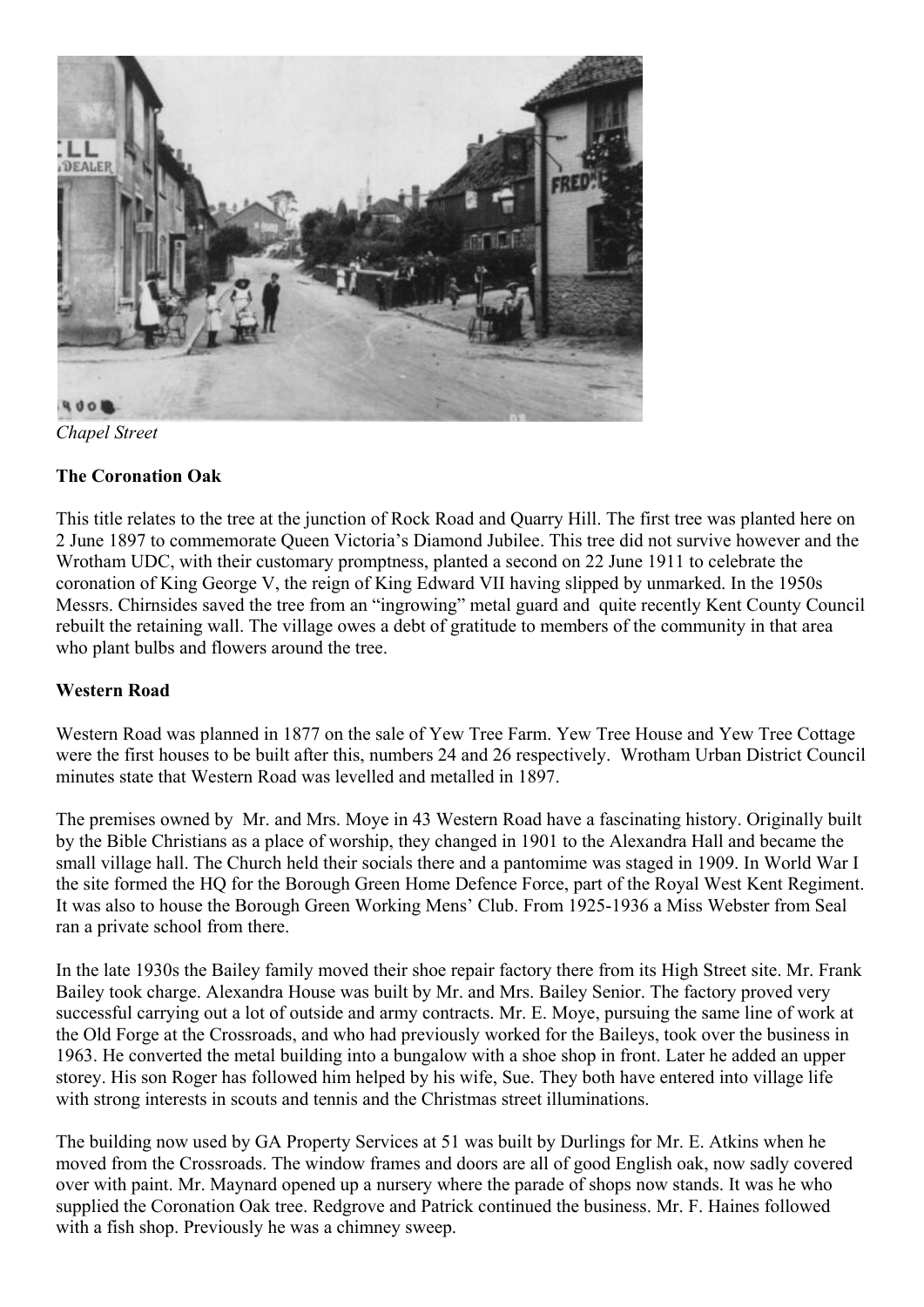*Chapel Street*

**The Coronation Oak**

This title relates to the tree at the junction of Rock Road and Quarry Hill. The first tree was planted here on 2 June 1897 to commemorate Queen Victoria's Diamond Jubilee. This tree did not survive however and the Wrotham UDC, with their customary promptness, planted a second on 22 June 1911 to celebrate the coronation of King George V, the reign of King Edward VII having slipped by unmarked. In the 1950s Messrs. Chirnsides saved the tree from an "ingrowing" metal guard and quite recently Kent County Council rebuilt the retaining wall. The village owes a debt of gratitude to members of the community in that area who plant bulbs and flowers around the tree.

**Western Road**

Western Road was planned in 1877 on the sale of Yew Tree Farm. Yew Tree House and Yew Tree Cottage were the first houses to be built after this, numbers 24 and 26 respectively. Wrotham Urban District Council minutes state that Western Road was levelled and metalled in 1897.

The premises owned by Mr. and Mrs. Moye in 43 Western Road have a fascinating history. Originally built by the Bible Christians as a place of worship, they changed in 1901 to the Alexandra Hall and became the small village hall. The Church held their socials there and a pantomime was staged in 1909. In World War I the site formed the HQ for the Borough Green Home Defence Force, part of the Royal West Kent Regiment. It was also to house the Borough Green Working Mens' Club. From 1925-1936 a Miss Webster from Seal ran a private school from there.

In the late 1930s the Bailey family moved their shoe repair factory there from its High Street site. Mr. Frank Bailey took charge. Alexandra House was built by Mr. and Mrs. Bailey Senior. The factory proved very successful carrying out a lot of outside and army contracts. Mr. E. Moye, pursuing the same line of work at the Old Forge at the Crossroads, and who had previously worked for the Baileys, took over the business in 1963. He converted the metal building into a bungalow with a shoe shop in front. Later he added an upper storey. His son Roger has followed him helped by his wife, Sue. They both have entered into village life with strong interests in scouts and tennis and the Christmas street illuminations.

The building now used by GA Property Services at 51 was built by Durlings for Mr. E. Atkins when he moved from the Crossroads. The window frames and doors are all of good English oak, now sadly covered over with paint. Mr. Maynard opened up a nursery where the parade of shops now stands. It was he who supplied the Coronation Oak tree. Redgrove and Patrick continued the business. Mr. F. Haines followed with a fish shop. Previously he was a chimney sweep.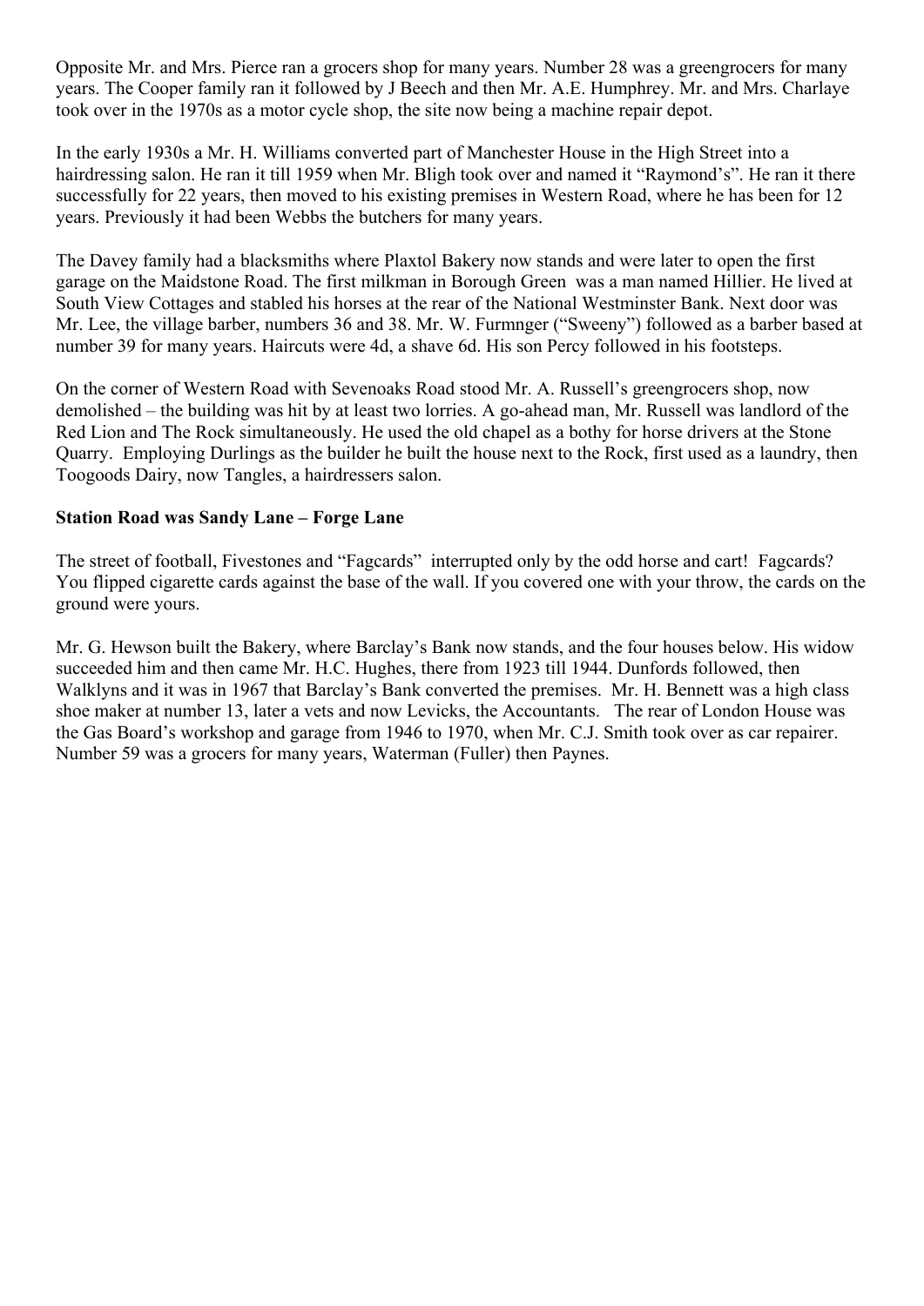Opposite Mr. and Mrs. Pierce ran a grocers shop for many years. Number 28 was a greengrocers for many years. The Cooper family ran it followed by J Beech and then Mr. A.E. Humphrey. Mr. and Mrs. Charlaye took over in the 1970s as a motor cycle shop, the site now being a machine repair depot.

In the early 1930s a Mr. H. Williams converted part of Manchester House in the High Street into a hairdressing salon. He ran it till 1959 when Mr. Bligh took over and named it "Raymond's". He ran it there successfully for 22 years, then moved to his existing premises in Western Road, where he has been for 12 years. Previously it had been Webbs the butchers for many years.

The Davey family had a blacksmiths where Plaxtol Bakery now stands and were later to open the first garage on the Maidstone Road. The first milkman in Borough Green was a man named Hillier. He lived at South View Cottages and stabled his horses at the rear of the National Westminster Bank. Next door was Mr. Lee, the village barber, numbers 36 and 38. Mr. W. Furmnger ("Sweeny") followed as a barber based at number 39 for many years. Haircuts were 4d, a shave 6d. His son Percy followed in his footsteps.

On the corner of Western Road with Sevenoaks Road stood Mr. A. Russell's greengrocers shop, now demolished – the building was hit by at least two lorries. A go-ahead man, Mr. Russell was landlord of the Red Lion and The Rock simultaneously. He used the old chapel as a bothy for horse drivers at the Stone Quarry. Employing Durlings as the builder he built the house next to the Rock, first used as a laundry, then Toogoods Dairy, now Tangles, a hairdressers salon.

**Station Road was Sandy Lane – Forge Lane**

The street of football, Fivestones and "Fagcards" interrupted only by the odd horse and cart! Fagcards? You flipped cigarette cards against the base of the wall. If you covered one with your throw, the cards on the ground were yours.

Mr. G. Hewson built the Bakery, where Barclay's Bank now stands, and the four houses below. His widow succeeded him and then came Mr. H.C. Hughes, there from 1923 till 1944. Dunfords followed, then Walklyns and it was in 1967 that Barclay's Bank converted the premises. Mr. H. Bennett was a high class shoe maker at number 13, later a vets and now Levicks, the Accountants. The rear of London House was the Gas Board's workshop and garage from 1946 to 1970, when Mr. C.J. Smith took over as car repairer. Number 59 was a grocers for many years, Waterman (Fuller) then Paynes.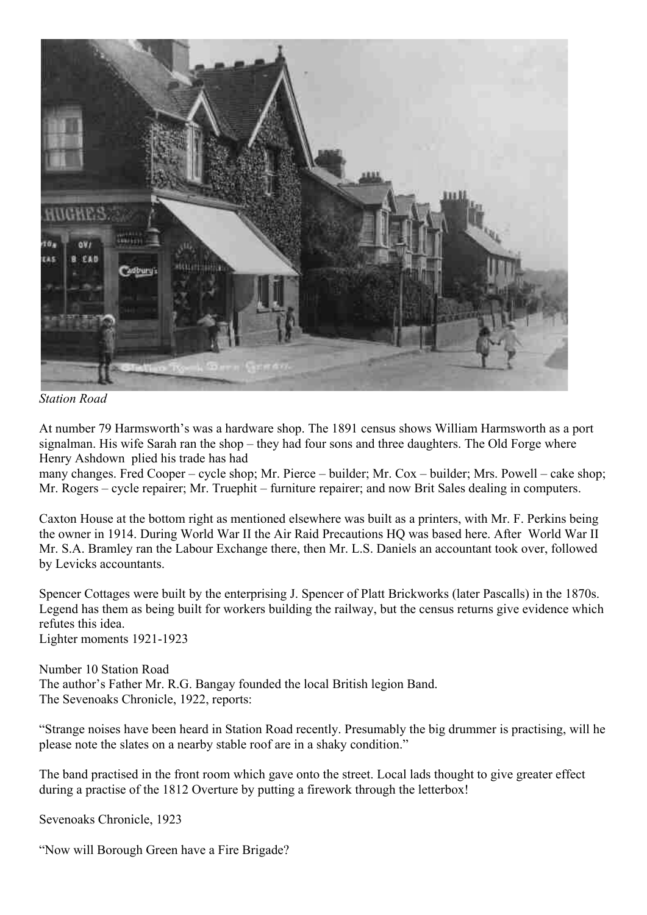*Station Road*

At number 79 Harmsworth's was a hardware shop. The 1891 census shows William Harmsworth as a port signalman. His wife Sarah ran the shop – they had four sons and three daughters. The Old Forge where Henry Ashdown plied his trade has had many changes. Fred Cooper – cycle shop; Mr. Pierce – builder; Mr. Cox – builder; Mrs. Powell – cake shop; Mr. Rogers – cycle repairer; Mr. Truephit – furniture repairer; and now Brit Sales dealing in computers.

Caxton House at the bottom right as mentioned elsewhere was built as a printers, with Mr. F. Perkins being the owner in 1914. During World War II the Air Raid Precautions HQ was based here. After World War II Mr. S.A. Bramley ran the Labour Exchange there, then Mr. L.S. Daniels an accountant took over, followed by Levicks accountants.

Spencer Cottages were built by the enterprising J. Spencer of Platt Brickworks (later Pascalls) in the 1870s. Legend has them as being built for workers building the railway, but the census returns give evidence which refutes this idea.

Lighter moments 1921-1923

Number 10 Station Road

The author's Father Mr. R.G. Bangay founded the local British legion Band.

The Sevenoaks Chronicle, 1922, reports:

"Strange noises have been heard in Station Road recently. Presumably the big drummer is practising, will he please note the slates on a nearby stable roof are in a shaky condition."

The band practised in the front room which gave onto the street. Local lads thought to give greater effect during a practise of the 1812 Overture by putting a firework through the letterbox!

Sevenoaks Chronicle, 1923

"Now will Borough Green have a Fire Brigade?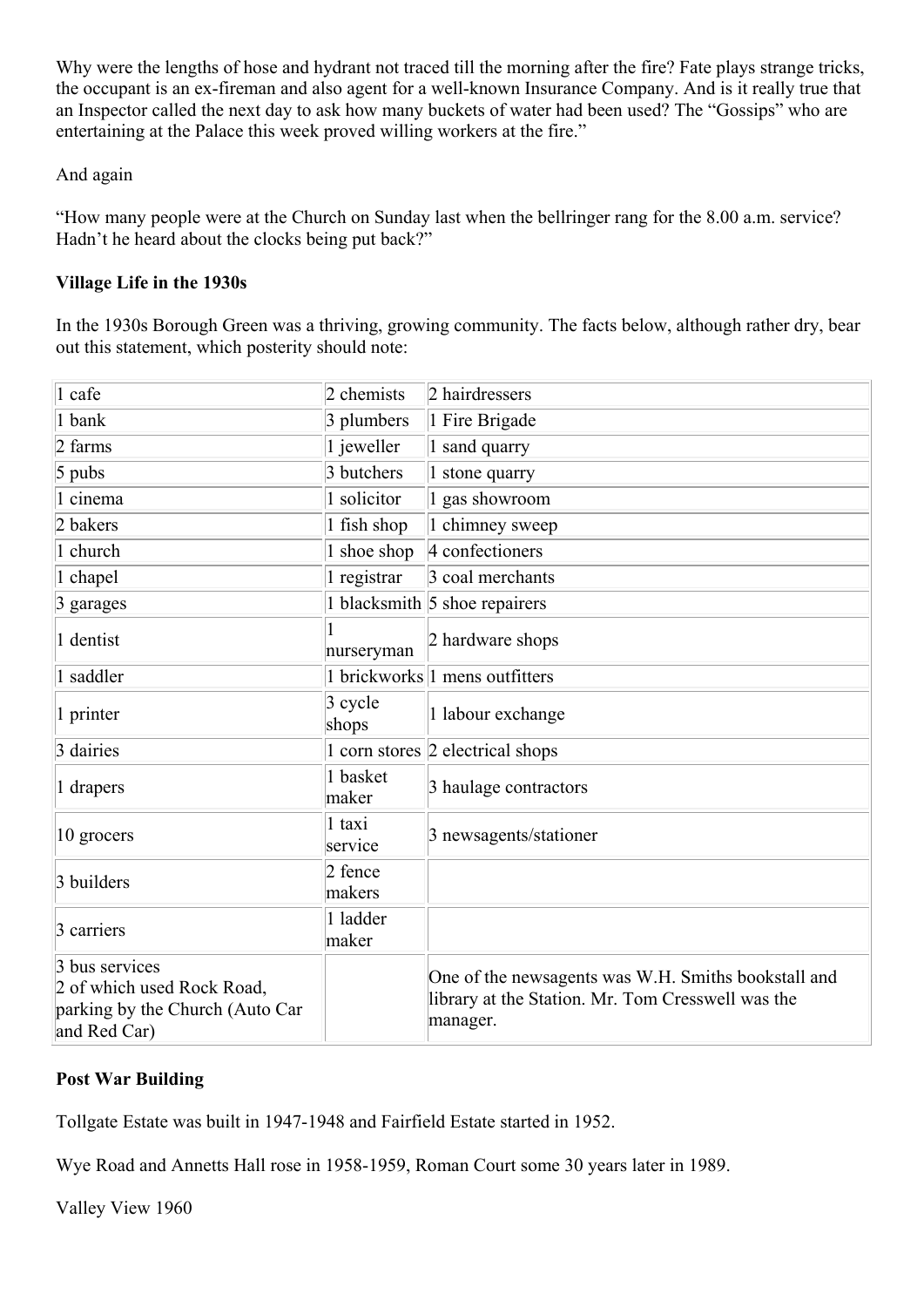Why were the lengths of hose and hydrant not traced till the morning after the fire? Fate plays strange tricks, the occupant is an ex-fireman and also agent for a well-known Insurance Company. And is it really true that an Inspector called the next day to ask how many buckets of water had been used? The "Gossips" who are entertaining at the Palace this week proved willing workers at the fire."

And again

"How many people were at the Church on Sunday last when the bellringer rang for the 8.00 a.m. service? Hadn't he heard about the clocks being put back?"

**Village Life in the 1930s**

In the 1930s Borough Green was a thriving, growing community. The facts below, although rather dry, bear out this statement, which posterity should note:

| | | |
|---|---|---|
| 1 cafe | 2 chemists | 2 hairdressers |
| 1 bank | 3 plumbers | 1 Fire Brigade |
| 2 farms | 1 jeweller | 1 sand quarry |
| 5 pubs | 3 butchers | 1 stone quarry |
| 1 cinema | 1 solicitor | 1 gas showroom |
| 2 bakers | 1 fish shop | 1 chimney sweep |
| 1 church | 1 shoe shop | 4 confectioners |
| 1 chapel | 1 registrar | 3 coal merchants |
| 3 garages | 1 blacksmith | 5 shoe repairers |
| 1 dentist | 1 nurseryman | 2 hardware shops |
| 1 saddler | 1 brickworks | 1 mens outfitters |
| 1 printer | 3 cycle shops | 1 labour exchange |
| 3 dairies | 1 corn stores | 2 electrical shops |
| 1 drapers | 1 basket maker | 3 haulage contractors |
| 10 grocers | 1 taxi service | 3 newsagents/stationer |
| 3 builders | 2 fence makers | |
| 3 carriers | 1 ladder maker | |
| 3 bus services 2 of which used Rock Road, parking by the Church (Auto Car and Red Car) | | One of the newsagents was W.H. Smiths bookstall and library at the Station. Mr. Tom Cresswell was the manager. |

**Post War Building**

Tollgate Estate was built in 1947-1948 and Fairfield Estate started in 1952.

Wye Road and Annetts Hall rose in 1958-1959, Roman Court some 30 years later in 1989.

Valley View 1960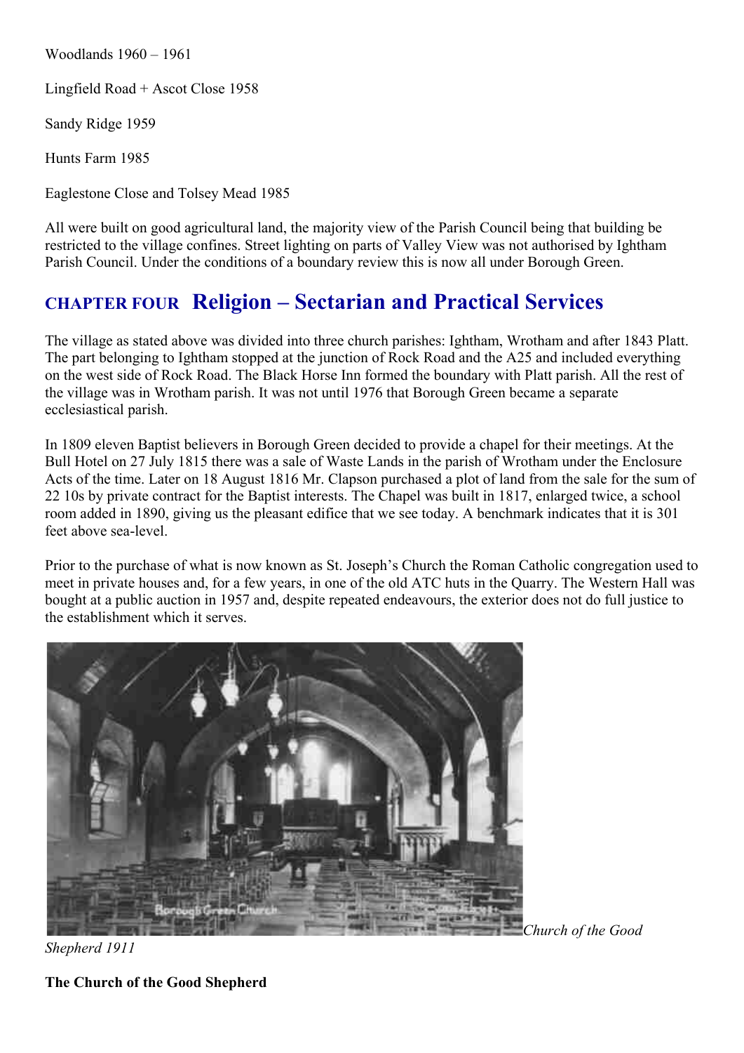Woodlands 1960 – 1961

Lingfield Road + Ascot Close 1958

Sandy Ridge 1959

Hunts Farm 1985

Eaglestone Close and Tolsey Mead 1985

All were built on good agricultural land, the majority view of the Parish Council being that building be restricted to the village confines. Street lighting on parts of Valley View was not authorised by Ightham Parish Council. Under the conditions of a boundary review this is now all under Borough Green.

## CHAPTER FOUR Religion – Sectarian and Practical Services

The village as stated above was divided into three church parishes: Ightham, Wrotham and after 1843 Platt. The part belonging to Ightham stopped at the junction of Rock Road and the A25 and included everything on the west side of Rock Road. The Black Horse Inn formed the boundary with Platt parish. All the rest of the village was in Wrotham parish. It was not until 1976 that Borough Green became a separate ecclesiastical parish.

In 1809 eleven Baptist believers in Borough Green decided to provide a chapel for their meetings. At the Bull Hotel on 27 July 1815 there was a sale of Waste Lands in the parish of Wrotham under the Enclosure Acts of the time. Later on 18 August 1816 Mr. Clapson purchased a plot of land from the sale for the sum of 22 10s by private contract for the Baptist interests. The Chapel was built in 1817, enlarged twice, a school room added in 1890, giving us the pleasant edifice that we see today. A benchmark indicates that it is 301 feet above sea-level.

Prior to the purchase of what is now known as St. Joseph's Church the Roman Catholic congregation used to meet in private houses and, for a few years, in one of the old ATC huts in the Quarry. The Western Hall was bought at a public auction in 1957 and, despite repeated endeavours, the exterior does not do full justice to the establishment which it serves.

*Church of the Good Shepherd 1911*

**The Church of the Good Shepherd**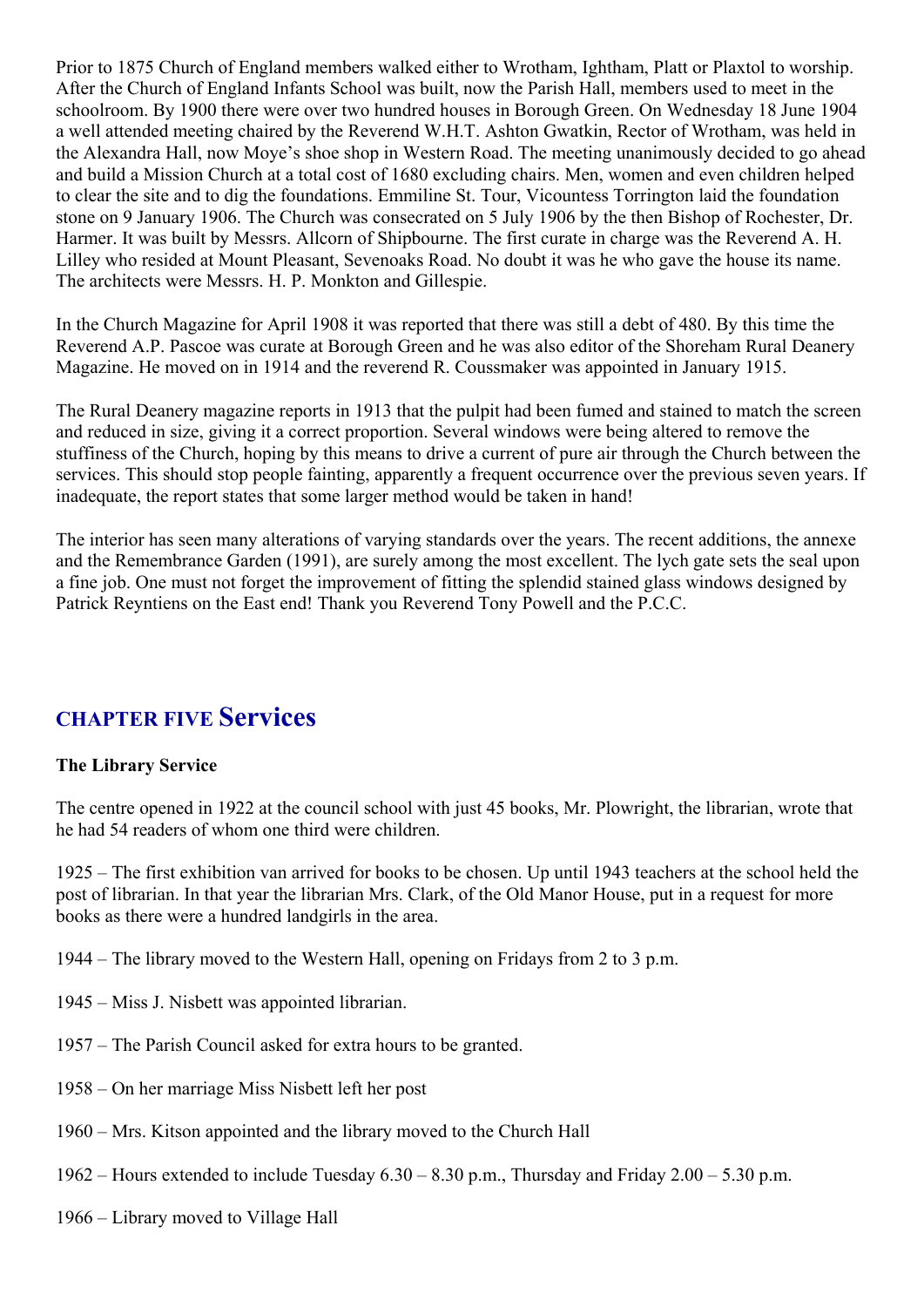Prior to 1875 Church of England members walked either to Wrotham, Ightham, Platt or Plaxtol to worship. After the Church of England Infants School was built, now the Parish Hall, members used to meet in the schoolroom. By 1900 there were over two hundred houses in Borough Green. On Wednesday 18 June 1904 a well attended meeting chaired by the Reverend W.H.T. Ashton Gwatkin, Rector of Wrotham, was held in the Alexandra Hall, now Moye's shoe shop in Western Road. The meeting unanimously decided to go ahead and build a Mission Church at a total cost of 1680 excluding chairs. Men, women and even children helped to clear the site and to dig the foundations. Emmiline St. Tour, Vicountess Torrington laid the foundation stone on 9 January 1906. The Church was consecrated on 5 July 1906 by the then Bishop of Rochester, Dr. Harmer. It was built by Messrs. Allcorn of Shipbourne. The first curate in charge was the Reverend A. H. Lilley who resided at Mount Pleasant, Sevenoaks Road. No doubt it was he who gave the house its name. The architects were Messrs. H. P. Monkton and Gillespie.

In the Church Magazine for April 1908 it was reported that there was still a debt of 480. By this time the Reverend A.P. Pascoe was curate at Borough Green and he was also editor of the Shoreham Rural Deanery Magazine. He moved on in 1914 and the reverend R. Coussmaker was appointed in January 1915.

The Rural Deanery magazine reports in 1913 that the pulpit had been fumed and stained to match the screen and reduced in size, giving it a correct proportion. Several windows were being altered to remove the stuffiness of the Church, hoping by this means to drive a current of pure air through the Church between the services. This should stop people fainting, apparently a frequent occurrence over the previous seven years. If inadequate, the report states that some larger method would be taken in hand!

The interior has seen many alterations of varying standards over the years. The recent additions, the annexe and the Remembrance Garden (1991), are surely among the most excellent. The lych gate sets the seal upon a fine job. One must not forget the improvement of fitting the splendid stained glass windows designed by Patrick Reyntiens on the East end! Thank you Reverend Tony Powell and the P.C.C.

## CHAPTER FIVE Services

**The Library Service**

The centre opened in 1922 at the council school with just 45 books, Mr. Plowright, the librarian, wrote that he had 54 readers of whom one third were children.

1925 – The first exhibition van arrived for books to be chosen. Up until 1943 teachers at the school held the post of librarian. In that year the librarian Mrs. Clark, of the Old Manor House, put in a request for more books as there were a hundred landgirls in the area.

1944 – The library moved to the Western Hall, opening on Fridays from 2 to 3 p.m.

1945 – Miss J. Nisbett was appointed librarian.

1957 – The Parish Council asked for extra hours to be granted.

1958 – On her marriage Miss Nisbett left her post

1960 – Mrs. Kitson appointed and the library moved to the Church Hall

1962 – Hours extended to include Tuesday 6.30 – 8.30 p.m., Thursday and Friday 2.00 – 5.30 p.m.

1966 – Library moved to Village Hall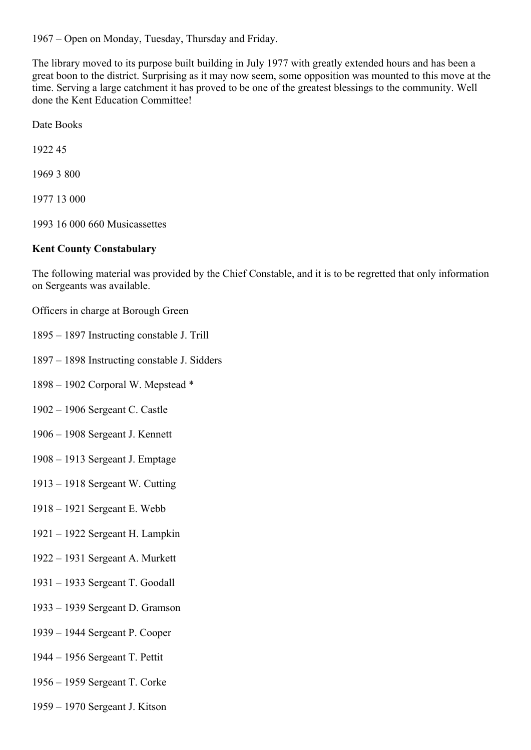1967 – Open on Monday, Tuesday, Thursday and Friday.

The library moved to its purpose built building in July 1977 with greatly extended hours and has been a great boon to the district. Surprising as it may now seem, some opposition was mounted to this move at the time. Serving a large catchment it has proved to be one of the greatest blessings to the community. Well done the Kent Education Committee!

Date Books

1922 45

1969 3 800

1977 13 000

1993 16 000 660 Musicassettes

**Kent County Constabulary**

The following material was provided by the Chief Constable, and it is to be regretted that only information on Sergeants was available.

Officers in charge at Borough Green

1895 – 1897 Instructing constable J. Trill

1897 – 1898 Instructing constable J. Sidders

1898 – 1902 Corporal W. Mepstead *

1902 – 1906 Sergeant C. Castle

1906 – 1908 Sergeant J. Kennett

1908 – 1913 Sergeant J. Emptage

1913 – 1918 Sergeant W. Cutting

1918 – 1921 Sergeant E. Webb

1921 – 1922 Sergeant H. Lampkin

1922 – 1931 Sergeant A. Murkett

1931 – 1933 Sergeant T. Goodall

1933 – 1939 Sergeant D. Gramson

1939 – 1944 Sergeant P. Cooper

1944 – 1956 Sergeant T. Pettit

1956 – 1959 Sergeant T. Corke

1959 – 1970 Sergeant J. Kitson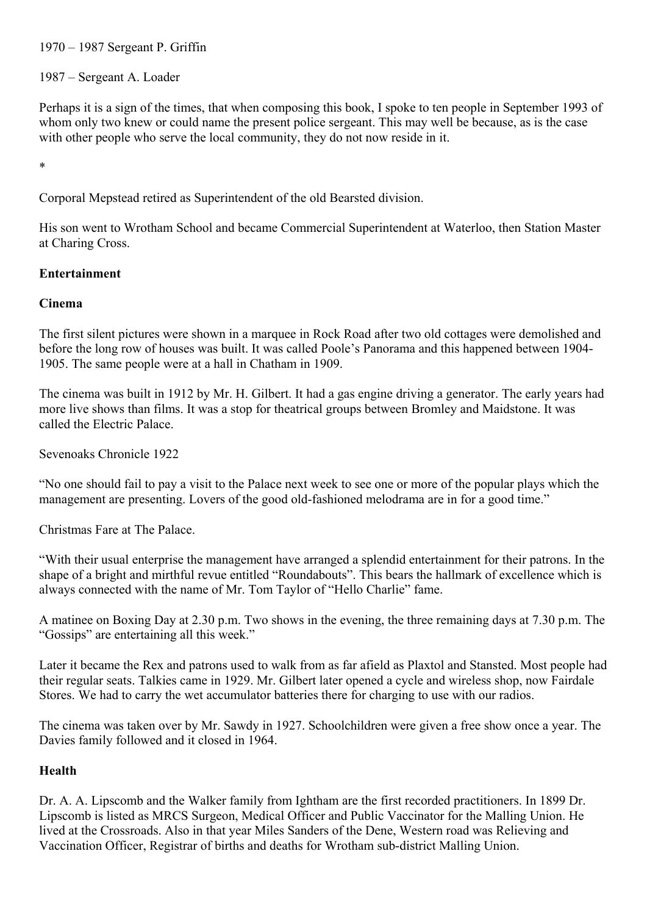1970 – 1987 Sergeant P. Griffin

1987 – Sergeant A. Loader

Perhaps it is a sign of the times, that when composing this book, I spoke to ten people in September 1993 of whom only two knew or could name the present police sergeant. This may well be because, as is the case with other people who serve the local community, they do not now reside in it.

*

Corporal Mepstead retired as Superintendent of the old Bearsted division.

His son went to Wrotham School and became Commercial Superintendent at Waterloo, then Station Master at Charing Cross.

**Entertainment**

**Cinema**

The first silent pictures were shown in a marquee in Rock Road after two old cottages were demolished and before the long row of houses was built. It was called Poole's Panorama and this happened between 1904-1905. The same people were at a hall in Chatham in 1909.

The cinema was built in 1912 by Mr. H. Gilbert. It had a gas engine driving a generator. The early years had more live shows than films. It was a stop for theatrical groups between Bromley and Maidstone. It was called the Electric Palace.

Sevenoaks Chronicle 1922

"No one should fail to pay a visit to the Palace next week to see one or more of the popular plays which the management are presenting. Lovers of the good old-fashioned melodrama are in for a good time."

Christmas Fare at The Palace.

"With their usual enterprise the management have arranged a splendid entertainment for their patrons. In the shape of a bright and mirthful revue entitled "Roundabouts". This bears the hallmark of excellence which is always connected with the name of Mr. Tom Taylor of "Hello Charlie" fame.

A matinee on Boxing Day at 2.30 p.m. Two shows in the evening, the three remaining days at 7.30 p.m. The "Gossips" are entertaining all this week."

Later it became the Rex and patrons used to walk from as far afield as Plaxtol and Stansted. Most people had their regular seats. Talkies came in 1929. Mr. Gilbert later opened a cycle and wireless shop, now Fairdale Stores. We had to carry the wet accumulator batteries there for charging to use with our radios.

The cinema was taken over by Mr. Sawdy in 1927. Schoolchildren were given a free show once a year. The Davies family followed and it closed in 1964.

**Health**

Dr. A. A. Lipscomb and the Walker family from Ightham are the first recorded practitioners. In 1899 Dr. Lipscomb is listed as MRCS Surgeon, Medical Officer and Public Vaccinator for the Malling Union. He lived at the Crossroads. Also in that year Miles Sanders of the Dene, Western road was Relieving and Vaccination Officer, Registrar of births and deaths for Wrotham sub-district Malling Union.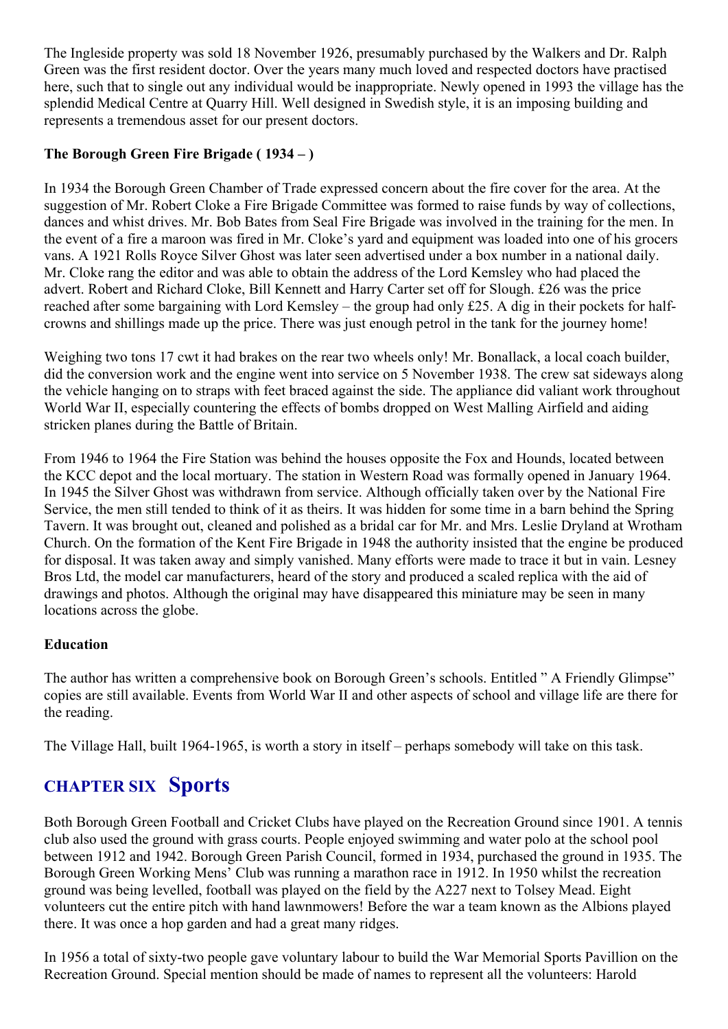The Ingleside property was sold 18 November 1926, presumably purchased by the Walkers and Dr. Ralph Green was the first resident doctor. Over the years many much loved and respected doctors have practised here, such that to single out any individual would be inappropriate. Newly opened in 1993 the village has the splendid Medical Centre at Quarry Hill. Well designed in Swedish style, it is an imposing building and represents a tremendous asset for our present doctors.

**The Borough Green Fire Brigade ( 1934 – )**

In 1934 the Borough Green Chamber of Trade expressed concern about the fire cover for the area. At the suggestion of Mr. Robert Cloke a Fire Brigade Committee was formed to raise funds by way of collections, dances and whist drives. Mr. Bob Bates from Seal Fire Brigade was involved in the training for the men. In the event of a fire a maroon was fired in Mr. Cloke's yard and equipment was loaded into one of his grocers vans. A 1921 Rolls Royce Silver Ghost was later seen advertised under a box number in a national daily. Mr. Cloke rang the editor and was able to obtain the address of the Lord Kemsley who had placed the advert. Robert and Richard Cloke, Bill Kennett and Harry Carter set off for Slough. £26 was the price reached after some bargaining with Lord Kemsley – the group had only £25. A dig in their pockets for half-crowns and shillings made up the price. There was just enough petrol in the tank for the journey home!

Weighing two tons 17 cwt it had brakes on the rear two wheels only! Mr. Bonallack, a local coach builder, did the conversion work and the engine went into service on 5 November 1938. The crew sat sideways along the vehicle hanging on to straps with feet braced against the side. The appliance did valiant work throughout World War II, especially countering the effects of bombs dropped on West Malling Airfield and aiding stricken planes during the Battle of Britain.

From 1946 to 1964 the Fire Station was behind the houses opposite the Fox and Hounds, located between the KCC depot and the local mortuary. The station in Western Road was formally opened in January 1964. In 1945 the Silver Ghost was withdrawn from service. Although officially taken over by the National Fire Service, the men still tended to think of it as theirs. It was hidden for some time in a barn behind the Spring Tavern. It was brought out, cleaned and polished as a bridal car for Mr. and Mrs. Leslie Dryland at Wrotham Church. On the formation of the Kent Fire Brigade in 1948 the authority insisted that the engine be produced for disposal. It was taken away and simply vanished. Many efforts were made to trace it but in vain. Lesney Bros Ltd, the model car manufacturers, heard of the story and produced a scaled replica with the aid of drawings and photos. Although the original may have disappeared this miniature may be seen in many locations across the globe.

**Education**

The author has written a comprehensive book on Borough Green's schools. Entitled " A Friendly Glimpse" copies are still available. Events from World War II and other aspects of school and village life are there for the reading.

The Village Hall, built 1964-1965, is worth a story in itself – perhaps somebody will take on this task.

## CHAPTER SIX Sports

Both Borough Green Football and Cricket Clubs have played on the Recreation Ground since 1901. A tennis club also used the ground with grass courts. People enjoyed swimming and water polo at the school pool between 1912 and 1942. Borough Green Parish Council, formed in 1934, purchased the ground in 1935. The Borough Green Working Mens' Club was running a marathon race in 1912. In 1950 whilst the recreation ground was being levelled, football was played on the field by the A227 next to Tolsey Mead. Eight volunteers cut the entire pitch with hand lawnmowers! Before the war a team known as the Albions played there. It was once a hop garden and had a great many ridges.

In 1956 a total of sixty-two people gave voluntary labour to build the War Memorial Sports Pavillion on the Recreation Ground. Special mention should be made of names to represent all the volunteers: Harold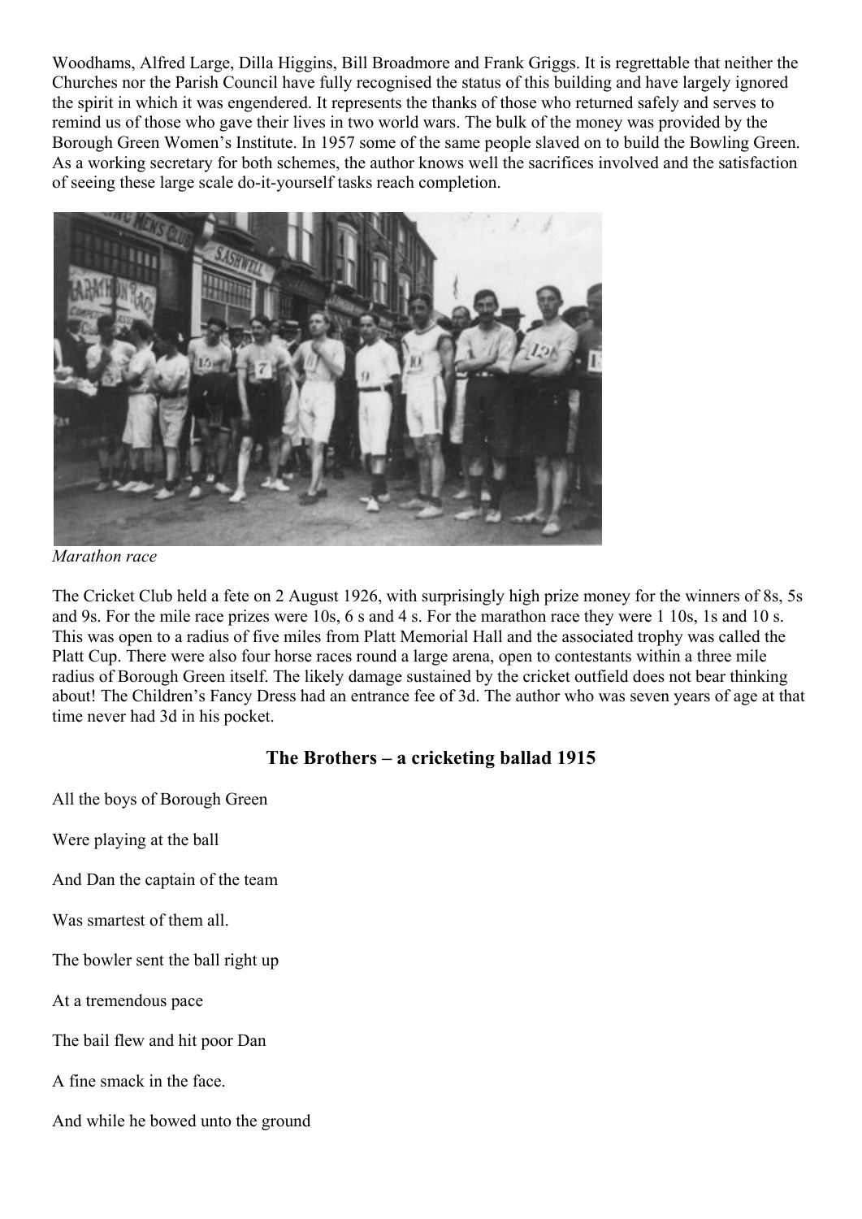Woodhams, Alfred Large, Dilla Higgins, Bill Broadmore and Frank Griggs. It is regrettable that neither the Churches nor the Parish Council have fully recognised the status of this building and have largely ignored the spirit in which it was engendered. It represents the thanks of those who returned safely and serves to remind us of those who gave their lives in two world wars. The bulk of the money was provided by the Borough Green Women's Institute. In 1957 some of the same people slaved on to build the Bowling Green. As a working secretary for both schemes, the author knows well the sacrifices involved and the satisfaction of seeing these large scale do-it-yourself tasks reach completion.

*Marathon race*

The Cricket Club held a fete on 2 August 1926, with surprisingly high prize money for the winners of 8s, 5s and 9s. For the mile race prizes were 10s, 6 s and 4 s. For the marathon race they were 1 10s, 1s and 10 s. This was open to a radius of five miles from Platt Memorial Hall and the associated trophy was called the Platt Cup. There were also four horse races round a large arena, open to contestants within a three mile radius of Borough Green itself. The likely damage sustained by the cricket outfield does not bear thinking about! The Children's Fancy Dress had an entrance fee of 3d. The author who was seven years of age at that time never had 3d in his pocket.

## The Brothers – a cricketing ballad 1915

All the boys of Borough Green

Were playing at the ball

And Dan the captain of the team

Was smartest of them all.

The bowler sent the ball right up

At a tremendous pace

The bail flew and hit poor Dan

A fine smack in the face.

And while he bowed unto the ground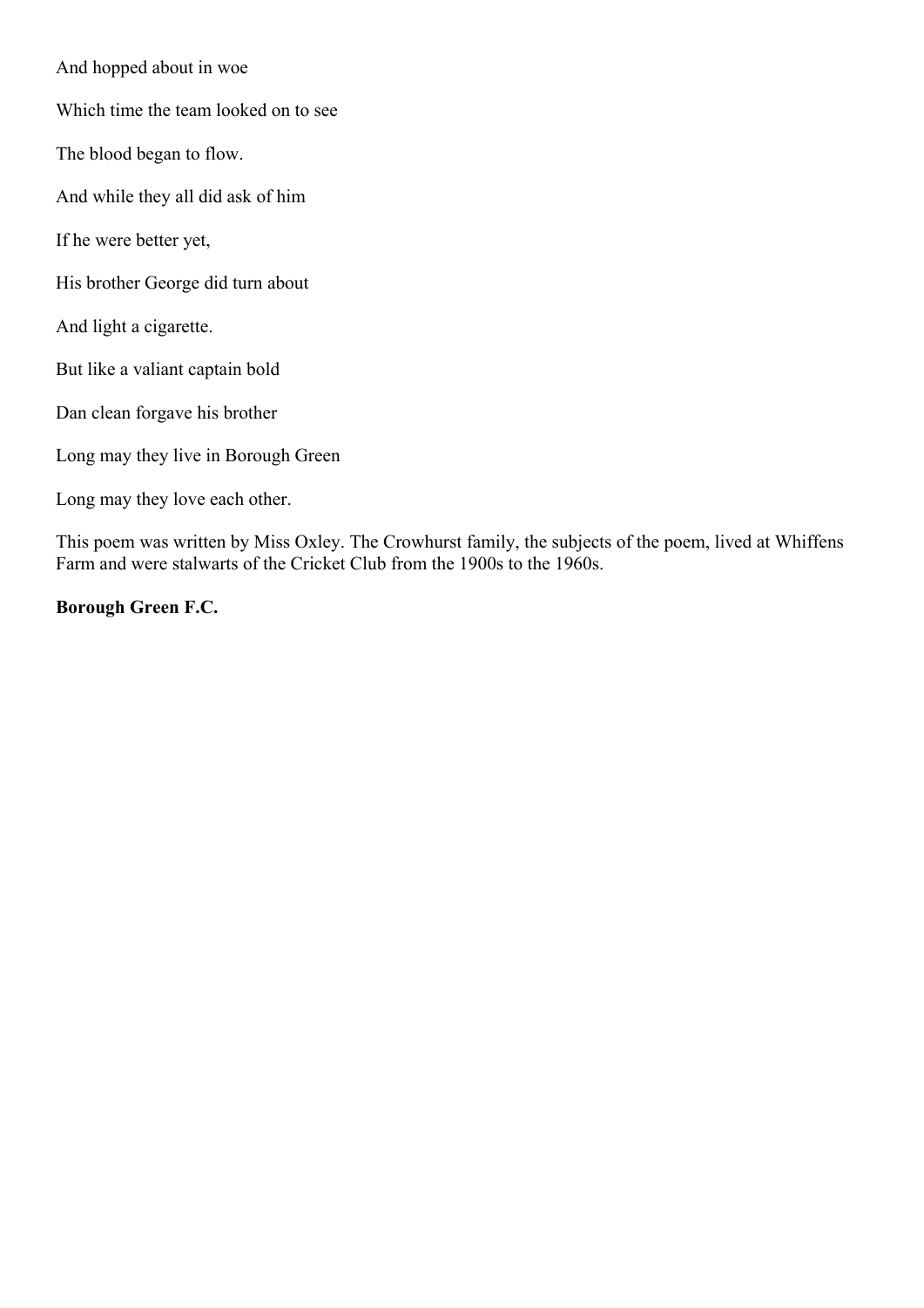And hopped about in woe

Which time the team looked on to see

The blood began to flow.

And while they all did ask of him

If he were better yet,

His brother George did turn about

And light a cigarette.

But like a valiant captain bold

Dan clean forgave his brother

Long may they live in Borough Green

Long may they love each other.

This poem was written by Miss Oxley. The Crowhurst family, the subjects of the poem, lived at Whiffens Farm and were stalwarts of the Cricket Club from the 1900s to the 1960s.

**Borough Green F.C.**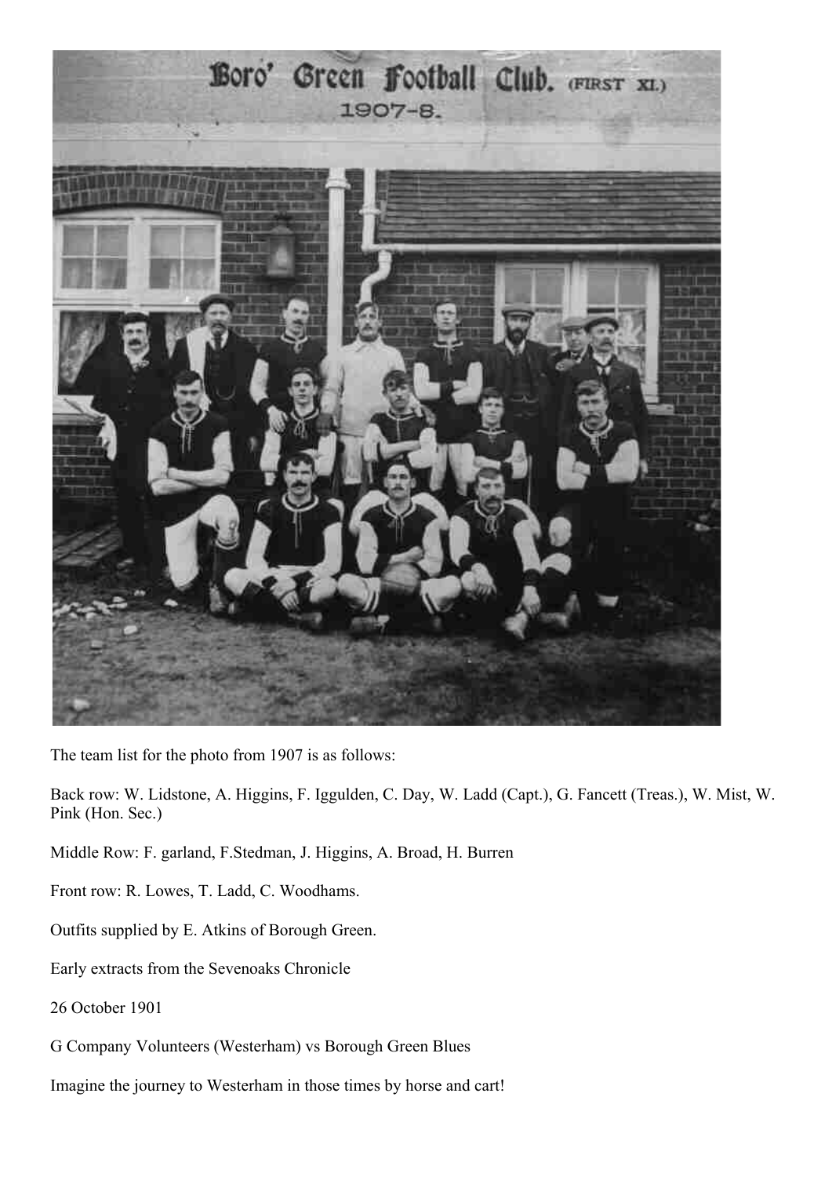The team list for the photo from 1907 is as follows:

Back row: W. Lidstone, A. Higgins, F. Iggulden, C. Day, W. Ladd (Capt.), G. Fancett (Treas.), W. Mist, W. Pink (Hon. Sec.)

Middle Row: F. garland, F.Stedman, J. Higgins, A. Broad, H. Burren

Front row: R. Lowes, T. Ladd, C. Woodhams.

Outfits supplied by E. Atkins of Borough Green.

Early extracts from the Sevenoaks Chronicle

26 October 1901

G Company Volunteers (Westerham) vs Borough Green Blues

Imagine the journey to Westerham in those times by horse and cart!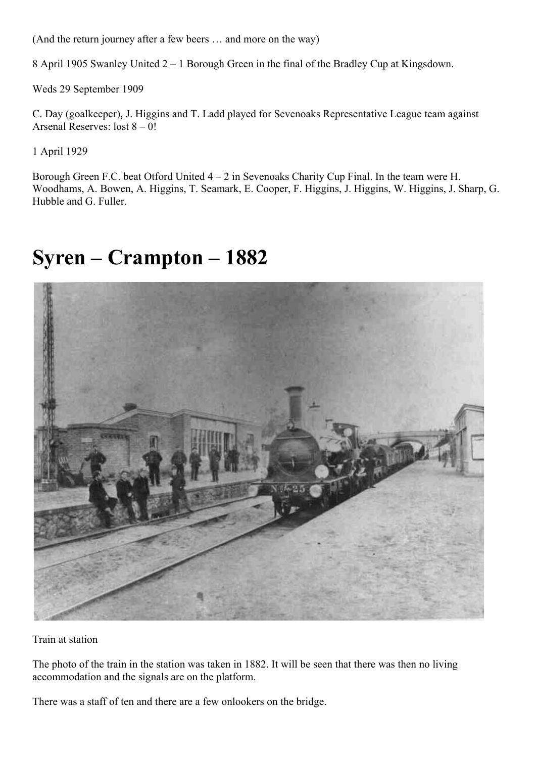(And the return journey after a few beers … and more on the way)

8 April 1905 Swanley United 2 – 1 Borough Green in the final of the Bradley Cup at Kingsdown.

Weds 29 September 1909

C. Day (goalkeeper), J. Higgins and T. Ladd played for Sevenoaks Representative League team against Arsenal Reserves: lost 8 – 0!

1 April 1929

Borough Green F.C. beat Otford United 4 – 2 in Sevenoaks Charity Cup Final. In the team were H. Woodhams, A. Bowen, A. Higgins, T. Seamark, E. Cooper, F. Higgins, J. Higgins, W. Higgins, J. Sharp, G. Hubble and G. Fuller.

# Syren – Crampton – 1882

Train at station

The photo of the train in the station was taken in 1882. It will be seen that there was then no living accommodation and the signals are on the platform.

There was a staff of ten and there are a few onlookers on the bridge.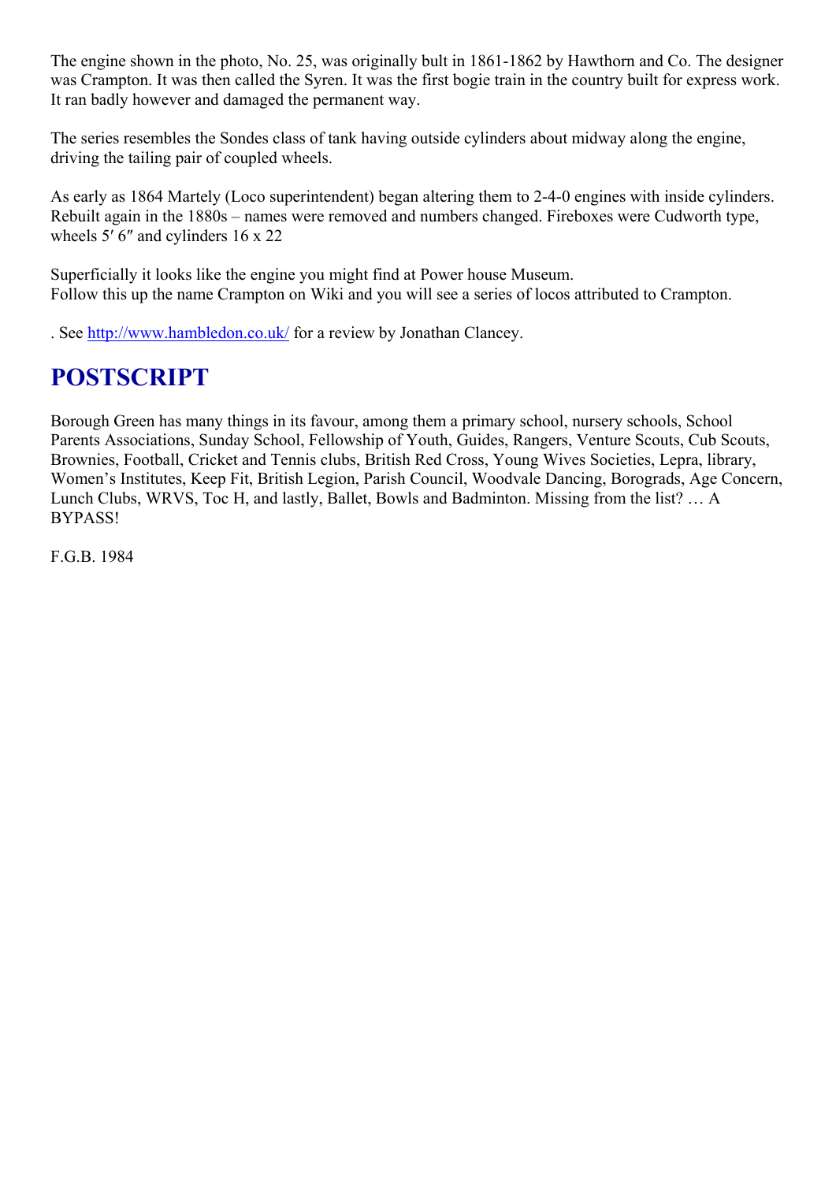The engine shown in the photo, No. 25, was originally bult in 1861-1862 by Hawthorn and Co. The designer was Crampton. It was then called the Syren. It was the first bogie train in the country built for express work. It ran badly however and damaged the permanent way.

The series resembles the Sondes class of tank having outside cylinders about midway along the engine, driving the tailing pair of coupled wheels.

As early as 1864 Martely (Loco superintendent) began altering them to 2-4-0 engines with inside cylinders. Rebuilt again in the 1880s – names were removed and numbers changed. Fireboxes were Cudworth type, wheels 5′ 6″ and cylinders 16 x 22

Superficially it looks like the engine you might find at Power house Museum.
Follow this up the name Crampton on Wiki and you will see a series of locos attributed to Crampton.

. See http://www.hambledon.co.uk/ for a review by Jonathan Clancey.

## POSTSCRIPT

Borough Green has many things in its favour, among them a primary school, nursery schools, School Parents Associations, Sunday School, Fellowship of Youth, Guides, Rangers, Venture Scouts, Cub Scouts, Brownies, Football, Cricket and Tennis clubs, British Red Cross, Young Wives Societies, Lepra, library, Women's Institutes, Keep Fit, British Legion, Parish Council, Woodvale Dancing, Borograds, Age Concern, Lunch Clubs, WRVS, Toc H, and lastly, Ballet, Bowls and Badminton. Missing from the list? … A BYPASS!

F.G.B. 1984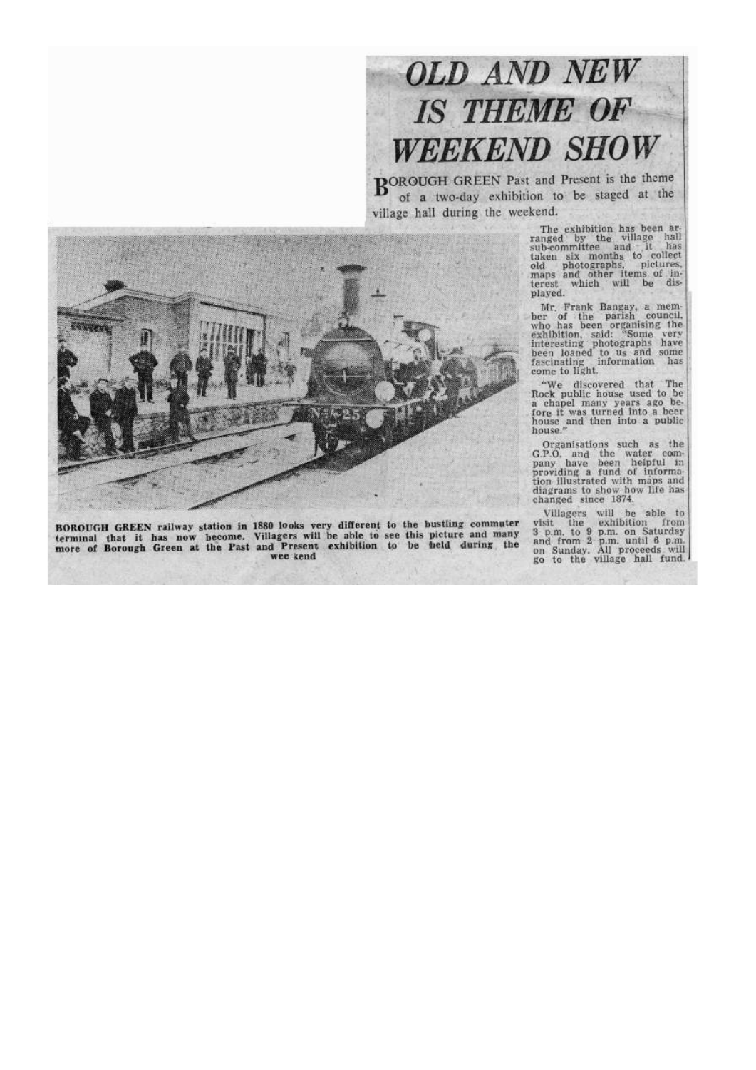# OLD AND NEW IS THEME OF WEEKEND SHOW

BOROUGH GREEN Past and Present is the theme of a two-day exhibition to be staged at the village hall during the weekend.

The exhibition has been arranged by the village hall sub-committee and it has taken six months to collect old photographs, pictures, maps and other items of interest which will be displayed.

Mr. Frank Bangay, a member of the parish council, who has been organising the exhibition, said: "Some very interesting photographs have been loaned to us and some fascinating information has come to light.

"We discovered that The Rock public house used to be a chapel many years ago before it was turned into a beer house and then into a public house."

Organisations such as the G.P.O. and the water company have been helpful in providing a fund of information illustrated with maps and diagrams to show how life has changed since 1874.

Villagers will be able to visit the exhibition from 3 p.m. to 9 p.m. on Saturday and from 2 p.m. until 6 p.m. on Sunday. All proceeds will go to the village hall fund.

**BOROUGH GREEN railway station in 1880 looks very different to the bustling commuter terminal that it has now become. Villagers will be able to see this picture and many more of Borough Green at the Past and Present exhibition to be held during the weekend**